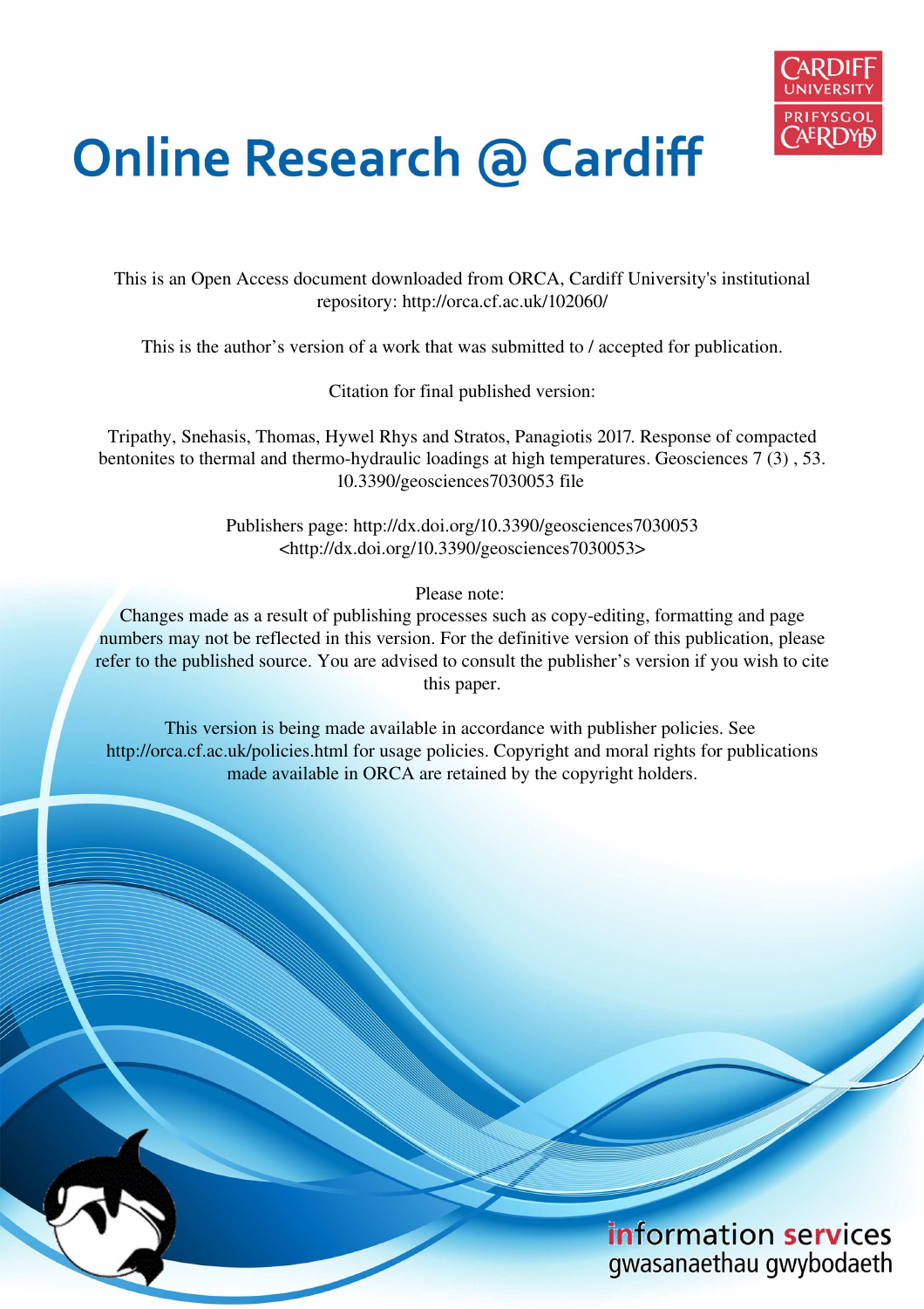# Online Research @ Cardiff

This is an Open Access document downloaded from ORCA, Cardiff University's institutional repository: http://orca.cf.ac.uk/102060/

This is the author's version of a work that was submitted to / accepted for publication.

Citation for final published version:

Tripathy, Snehasis, Thomas, Hywel Rhys and Stratos, Panagiotis 2017. Response of compacted bentonites to thermal and thermo-hydraulic loadings at high temperatures. Geosciences 7 (3) , 53. 10.3390/geosciences7030053 file

Publishers page: http://dx.doi.org/10.3390/geosciences7030053 <http://dx.doi.org/10.3390/geosciences7030053>

Please note:
Changes made as a result of publishing processes such as copy-editing, formatting and page numbers may not be reflected in this version. For the definitive version of this publication, please refer to the published source. You are advised to consult the publisher's version if you wish to cite this paper.

This version is being made available in accordance with publisher policies. See http://orca.cf.ac.uk/policies.html for usage policies. Copyright and moral rights for publications made available in ORCA are retained by the copyright holders.

information services
gwasanaethau gwybodaeth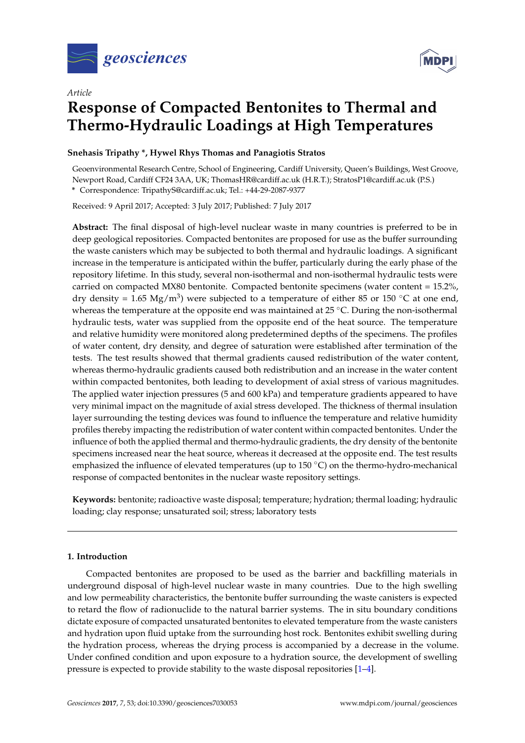# Response of Compacted Bentonites to Thermal and Thermo-Hydraulic Loadings at High Temperatures

**Snehasis Tripathy \*, Hywel Rhys Thomas and Panagiotis Stratos**

Geoenvironmental Research Centre, School of Engineering, Cardiff University, Queen's Buildings, West Groove, Newport Road, Cardiff CF24 3AA, UK; ThomasHR@cardiff.ac.uk (H.R.T.); StratosP1@cardiff.ac.uk (P.S.)
\* Correspondence: TripathyS@cardiff.ac.uk; Tel.: +44-29-2087-9377

Received: 9 April 2017; Accepted: 3 July 2017; Published: 7 July 2017

**Abstract:** The final disposal of high-level nuclear waste in many countries is preferred to be in deep geological repositories. Compacted bentonites are proposed for use as the buffer surrounding the waste canisters which may be subjected to both thermal and hydraulic loadings. A significant increase in the temperature is anticipated within the buffer, particularly during the early phase of the repository lifetime. In this study, several non-isothermal and non-isothermal hydraulic tests were carried on compacted MX80 bentonite. Compacted bentonite specimens (water content = 15.2%, dry density = 1.65 $Mg/m^3$) were subjected to a temperature of either 85 or 150 °C at one end, whereas the temperature at the opposite end was maintained at 25 °C. During the non-isothermal hydraulic tests, water was supplied from the opposite end of the heat source. The temperature and relative humidity were monitored along predetermined depths of the specimens. The profiles of water content, dry density, and degree of saturation were established after termination of the tests. The test results showed that thermal gradients caused redistribution of the water content, whereas thermo-hydraulic gradients caused both redistribution and an increase in the water content within compacted bentonites, both leading to development of axial stress of various magnitudes. The applied water injection pressures (5 and 600 kPa) and temperature gradients appeared to have very minimal impact on the magnitude of axial stress developed. The thickness of thermal insulation layer surrounding the testing devices was found to influence the temperature and relative humidity profiles thereby impacting the redistribution of water content within compacted bentonites. Under the influence of both the applied thermal and thermo-hydraulic gradients, the dry density of the bentonite specimens increased near the heat source, whereas it decreased at the opposite end. The test results emphasized the influence of elevated temperatures (up to 150 °C) on the thermo-hydro-mechanical response of compacted bentonites in the nuclear waste repository settings.

**Keywords:** bentonite; radioactive waste disposal; temperature; hydration; thermal loading; hydraulic loading; clay response; unsaturated soil; stress; laboratory tests

## 1. Introduction

Compacted bentonites are proposed to be used as the barrier and backfilling materials in underground disposal of high-level nuclear waste in many countries. Due to the high swelling and low permeability characteristics, the bentonite buffer surrounding the waste canisters is expected to retard the flow of radionuclide to the natural barrier systems. The in situ boundary conditions dictate exposure of compacted unsaturated bentonites to elevated temperature from the waste canisters and hydration upon fluid uptake from the surrounding host rock. Bentonites exhibit swelling during the hydration process, whereas the drying process is accompanied by a decrease in the volume. Under confined condition and upon exposure to a hydration source, the development of swelling pressure is expected to provide stability to the waste disposal repositories [1–4].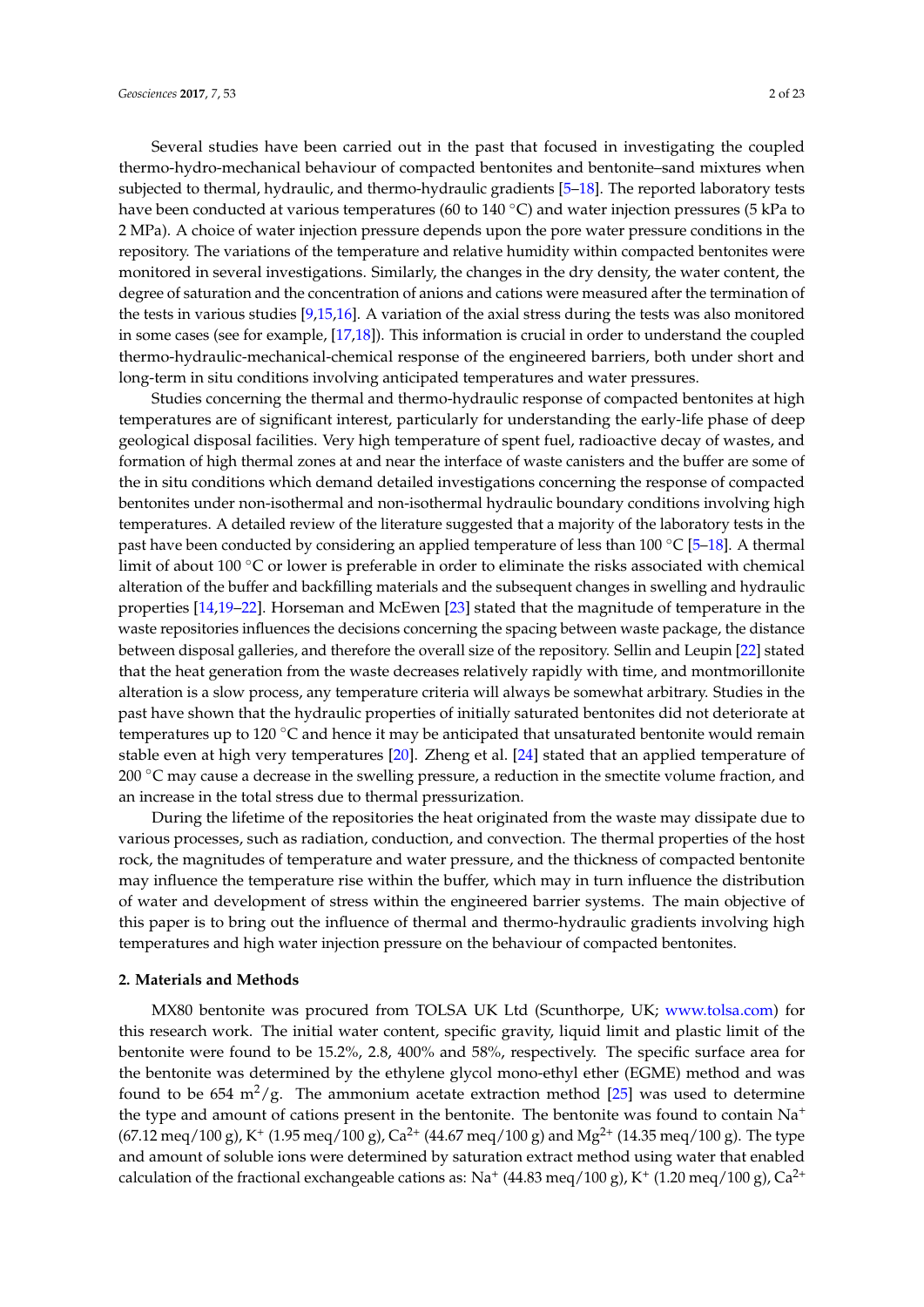Several studies have been carried out in the past that focused in investigating the coupled thermo-hydro-mechanical behaviour of compacted bentonites and bentonite–sand mixtures when subjected to thermal, hydraulic, and thermo-hydraulic gradients [5–18]. The reported laboratory tests have been conducted at various temperatures (60 to 140 °C) and water injection pressures (5 kPa to 2 MPa). A choice of water injection pressure depends upon the pore water pressure conditions in the repository. The variations of the temperature and relative humidity within compacted bentonites were monitored in several investigations. Similarly, the changes in the dry density, the water content, the degree of saturation and the concentration of anions and cations were measured after the termination of the tests in various studies [9,15,16]. A variation of the axial stress during the tests was also monitored in some cases (see for example, [17,18]). This information is crucial in order to understand the coupled thermo-hydraulic-mechanical-chemical response of the engineered barriers, both under short and long-term in situ conditions involving anticipated temperatures and water pressures.

Studies concerning the thermal and thermo-hydraulic response of compacted bentonites at high temperatures are of significant interest, particularly for understanding the early-life phase of deep geological disposal facilities. Very high temperature of spent fuel, radioactive decay of wastes, and formation of high thermal zones at and near the interface of waste canisters and the buffer are some of the in situ conditions which demand detailed investigations concerning the response of compacted bentonites under non-isothermal and non-isothermal hydraulic boundary conditions involving high temperatures. A detailed review of the literature suggested that a majority of the laboratory tests in the past have been conducted by considering an applied temperature of less than 100 °C [5–18]. A thermal limit of about 100 °C or lower is preferable in order to eliminate the risks associated with chemical alteration of the buffer and backfilling materials and the subsequent changes in swelling and hydraulic properties [14,19–22]. Horseman and McEwen [23] stated that the magnitude of temperature in the waste repositories influences the decisions concerning the spacing between waste package, the distance between disposal galleries, and therefore the overall size of the repository. Sellin and Leupin [22] stated that the heat generation from the waste decreases relatively rapidly with time, and montmorillonite alteration is a slow process, any temperature criteria will always be somewhat arbitrary. Studies in the past have shown that the hydraulic properties of initially saturated bentonites did not deteriorate at temperatures up to 120 °C and hence it may be anticipated that unsaturated bentonite would remain stable even at high very temperatures [20]. Zheng et al. [24] stated that an applied temperature of 200 °C may cause a decrease in the swelling pressure, a reduction in the smectite volume fraction, and an increase in the total stress due to thermal pressurization.

During the lifetime of the repositories the heat originated from the waste may dissipate due to various processes, such as radiation, conduction, and convection. The thermal properties of the host rock, the magnitudes of temperature and water pressure, and the thickness of compacted bentonite may influence the temperature rise within the buffer, which may in turn influence the distribution of water and development of stress within the engineered barrier systems. The main objective of this paper is to bring out the influence of thermal and thermo-hydraulic gradients involving high temperatures and high water injection pressure on the behaviour of compacted bentonites.

## 2. Materials and Methods

MX80 bentonite was procured from TOLSA UK Ltd (Scunthorpe, UK; www.tolsa.com) for this research work. The initial water content, specific gravity, liquid limit and plastic limit of the bentonite were found to be 15.2%, 2.8, 400% and 58%, respectively. The specific surface area for the bentonite was determined by the ethylene glycol mono-ethyl ether (EGME) method and was found to be 654 $m^2/g$. The ammonium acetate extraction method [25] was used to determine the type and amount of cations present in the bentonite. The bentonite was found to contain $Na^+$ (67.12 meq/100 g), $K^+$ (1.95 meq/100 g), $Ca^{2+}$ (44.67 meq/100 g) and $Mg^{2+}$ (14.35 meq/100 g). The type and amount of soluble ions were determined by saturation extract method using water that enabled calculation of the fractional exchangeable cations as: $Na^+$ (44.83 meq/100 g), $K^+$ (1.20 meq/100 g), $Ca^{2+}$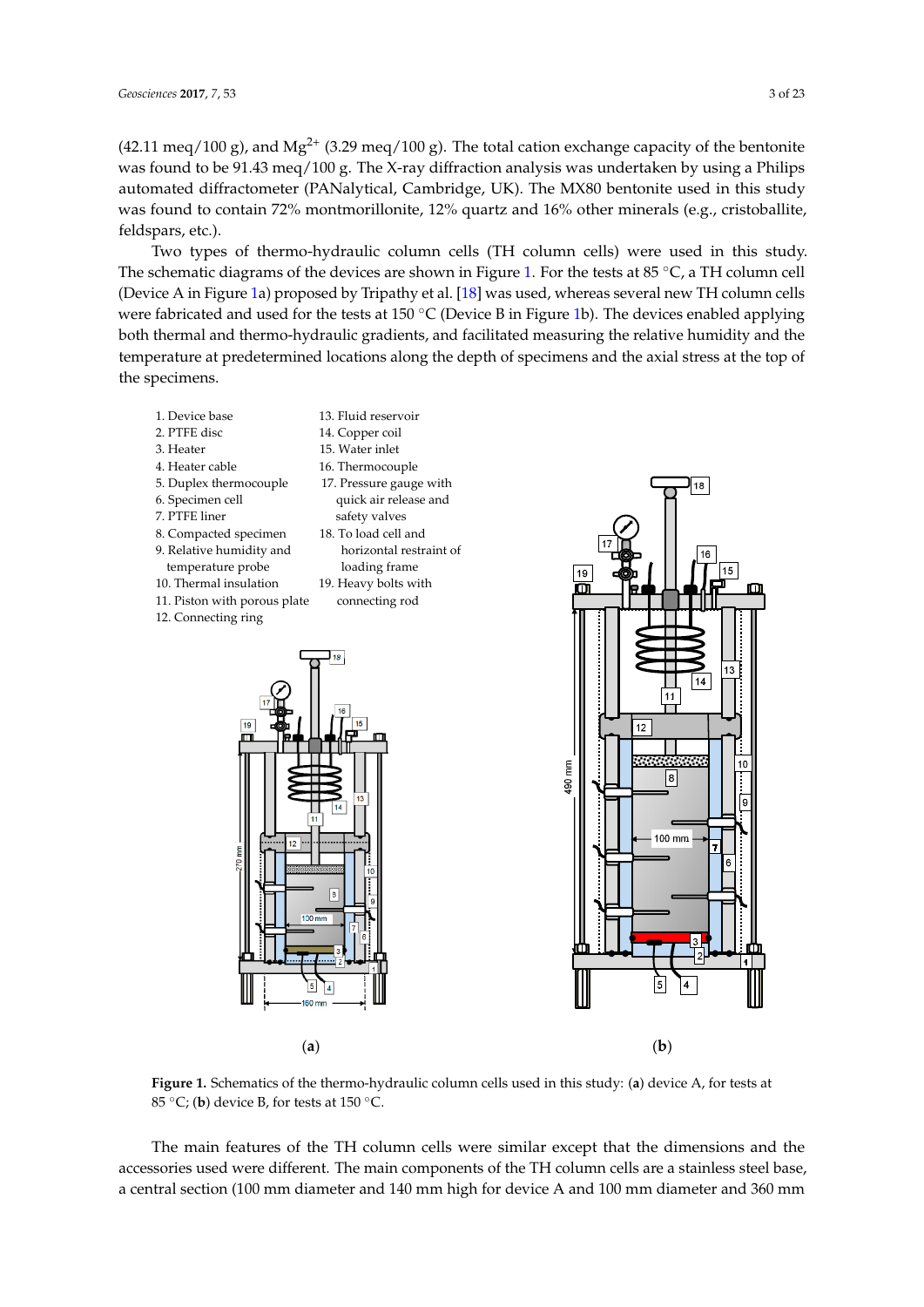(42.11 meq/100 g), and $Mg^{2+}$ (3.29 meq/100 g). The total cation exchange capacity of the bentonite was found to be 91.43 meq/100 g. The X-ray diffraction analysis was undertaken by using a Philips automated diffractometer (PANalytical, Cambridge, UK). The MX80 bentonite used in this study was found to contain 72% montmorillonite, 12% quartz and 16% other minerals (e.g., cristoballite, feldspars, etc.).

Two types of thermo-hydraulic column cells (TH column cells) were used in this study. The schematic diagrams of the devices are shown in Figure 1. For the tests at 85 °C, a TH column cell (Device A in Figure 1a) proposed by Tripathy et al. [18] was used, whereas several new TH column cells were fabricated and used for the tests at 150 °C (Device B in Figure 1b). The devices enabled applying both thermal and thermo-hydraulic gradients, and facilitated measuring the relative humidity and the temperature at predetermined locations along the depth of specimens and the axial stress at the top of the specimens.

1. Device base
2. PTFE disc
3. Heater
4. Heater cable
5. Duplex thermocouple
6. Specimen cell
7. PTFE liner
8. Compacted specimen
9. Relative humidity and temperature probe
10. Thermal insulation
11. Piston with porous plate
12. Connecting ring
13. Fluid reservoir
14. Copper coil
15. Water inlet
16. Thermocouple
17. Pressure gauge with quick air release and safety valves
18. To load cell and horizontal restraint of loading frame
19. Heavy bolts with connecting rod

(a) (b)

**Figure 1.** Schematics of the thermo-hydraulic column cells used in this study: (**a**) device A, for tests at 85 °C; (**b**) device B, for tests at 150 °C.

The main features of the TH column cells were similar except that the dimensions and the accessories used were different. The main components of the TH column cells are a stainless steel base, a central section (100 mm diameter and 140 mm high for device A and 100 mm diameter and 360 mm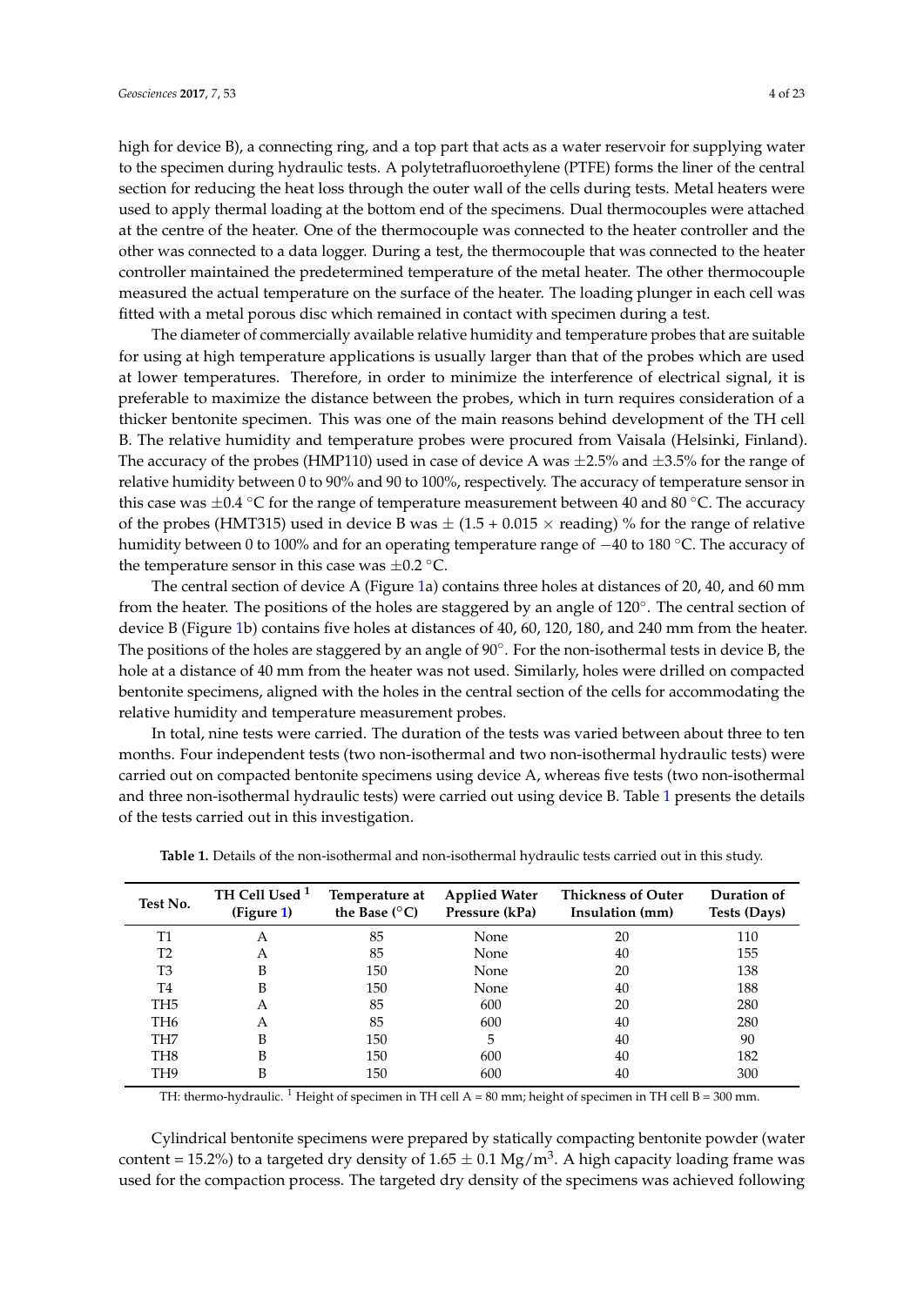high for device B), a connecting ring, and a top part that acts as a water reservoir for supplying water to the specimen during hydraulic tests. A polytetrafluoroethylene (PTFE) forms the liner of the central section for reducing the heat loss through the outer wall of the cells during tests. Metal heaters were used to apply thermal loading at the bottom end of the specimens. Dual thermocouples were attached at the centre of the heater. One of the thermocouple was connected to the heater controller and the other was connected to a data logger. During a test, the thermocouple that was connected to the heater controller maintained the predetermined temperature of the metal heater. The other thermocouple measured the actual temperature on the surface of the heater. The loading plunger in each cell was fitted with a metal porous disc which remained in contact with specimen during a test.

The diameter of commercially available relative humidity and temperature probes that are suitable for using at high temperature applications is usually larger than that of the probes which are used at lower temperatures. Therefore, in order to minimize the interference of electrical signal, it is preferable to maximize the distance between the probes, which in turn requires consideration of a thicker bentonite specimen. This was one of the main reasons behind development of the TH cell B. The relative humidity and temperature probes were procured from Vaisala (Helsinki, Finland). The accuracy of the probes (HMP110) used in case of device A was ±2.5% and ±3.5% for the range of relative humidity between 0 to 90% and 90 to 100%, respectively. The accuracy of temperature sensor in this case was ±0.4 °C for the range of temperature measurement between 40 and 80 °C. The accuracy of the probes (HMT315) used in device B was ± (1.5 + 0.015 × reading) % for the range of relative humidity between 0 to 100% and for an operating temperature range of −40 to 180 °C. The accuracy of the temperature sensor in this case was ±0.2 °C.

The central section of device A (Figure 1a) contains three holes at distances of 20, 40, and 60 mm from the heater. The positions of the holes are staggered by an angle of 120°. The central section of device B (Figure 1b) contains five holes at distances of 40, 60, 120, 180, and 240 mm from the heater. The positions of the holes are staggered by an angle of 90°. For the non-isothermal tests in device B, the hole at a distance of 40 mm from the heater was not used. Similarly, holes were drilled on compacted bentonite specimens, aligned with the holes in the central section of the cells for accommodating the relative humidity and temperature measurement probes.

In total, nine tests were carried. The duration of the tests was varied between about three to ten months. Four independent tests (two non-isothermal and two non-isothermal hydraulic tests) were carried out on compacted bentonite specimens using device A, whereas five tests (two non-isothermal and three non-isothermal hydraulic tests) were carried out using device B. Table 1 presents the details of the tests carried out in this investigation.

**Table 1.** Details of the non-isothermal and non-isothermal hydraulic tests carried out in this study.

| Test No. | TH Cell Used [1] (Figure 1) | Temperature at the Base (°C) | Applied Water Pressure (kPa) | Thickness of Outer Insulation (mm) | Duration of Tests (Days) |
|---|---|---|---|---|---|
| T1 | A | 85 | None | 20 | 110 |
| T2 | A | 85 | None | 40 | 155 |
| T3 | B | 150 | None | 20 | 138 |
| T4 | B | 150 | None | 40 | 188 |
| TH5 | A | 85 | 600 | 20 | 280 |
| TH6 | A | 85 | 600 | 40 | 280 |
| TH7 | B | 150 | 5 | 40 | 90 |
| TH8 | B | 150 | 600 | 40 | 182 |
| TH9 | B | 150 | 600 | 40 | 300 |

TH: thermo-hydraulic. [1] Height of specimen in TH cell A = 80 mm; height of specimen in TH cell B = 300 mm.

Cylindrical bentonite specimens were prepared by statically compacting bentonite powder (water content = 15.2%) to a targeted dry density of 1.65 ± 0.1 $Mg/m^3$. A high capacity loading frame was used for the compaction process. The targeted dry density of the specimens was achieved following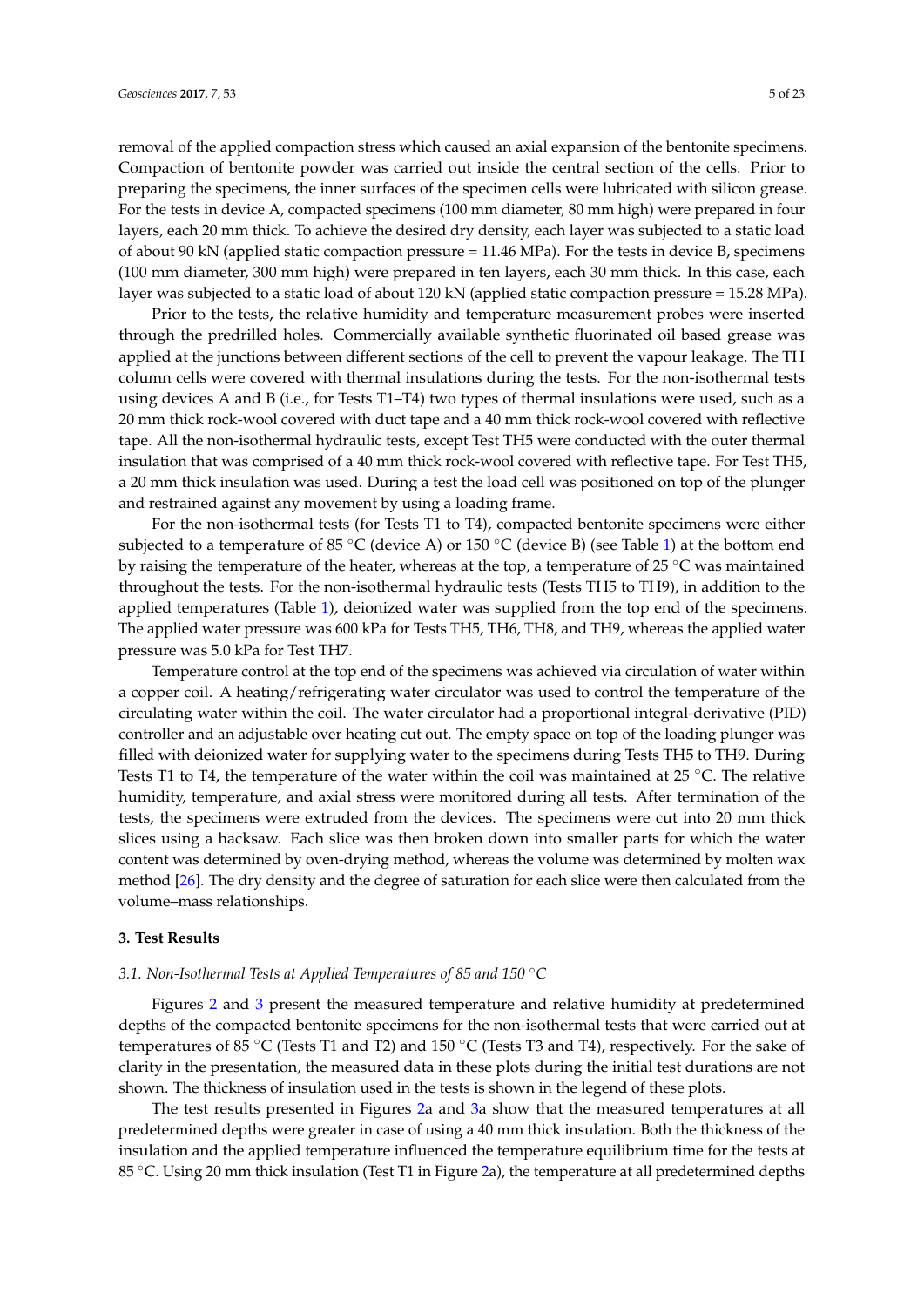removal of the applied compaction stress which caused an axial expansion of the bentonite specimens. Compaction of bentonite powder was carried out inside the central section of the cells. Prior to preparing the specimens, the inner surfaces of the specimen cells were lubricated with silicon grease. For the tests in device A, compacted specimens (100 mm diameter, 80 mm high) were prepared in four layers, each 20 mm thick. To achieve the desired dry density, each layer was subjected to a static load of about 90 kN (applied static compaction pressure = 11.46 MPa). For the tests in device B, specimens (100 mm diameter, 300 mm high) were prepared in ten layers, each 30 mm thick. In this case, each layer was subjected to a static load of about 120 kN (applied static compaction pressure = 15.28 MPa).

Prior to the tests, the relative humidity and temperature measurement probes were inserted through the predrilled holes. Commercially available synthetic fluorinated oil based grease was applied at the junctions between different sections of the cell to prevent the vapour leakage. The TH column cells were covered with thermal insulations during the tests. For the non-isothermal tests using devices A and B (i.e., for Tests T1–T4) two types of thermal insulations were used, such as a 20 mm thick rock-wool covered with duct tape and a 40 mm thick rock-wool covered with reflective tape. All the non-isothermal hydraulic tests, except Test TH5 were conducted with the outer thermal insulation that was comprised of a 40 mm thick rock-wool covered with reflective tape. For Test TH5, a 20 mm thick insulation was used. During a test the load cell was positioned on top of the plunger and restrained against any movement by using a loading frame.

For the non-isothermal tests (for Tests T1 to T4), compacted bentonite specimens were either subjected to a temperature of 85 °C (device A) or 150 °C (device B) (see Table 1) at the bottom end by raising the temperature of the heater, whereas at the top, a temperature of 25 °C was maintained throughout the tests. For the non-isothermal hydraulic tests (Tests TH5 to TH9), in addition to the applied temperatures (Table 1), deionized water was supplied from the top end of the specimens. The applied water pressure was 600 kPa for Tests TH5, TH6, TH8, and TH9, whereas the applied water pressure was 5.0 kPa for Test TH7.

Temperature control at the top end of the specimens was achieved via circulation of water within a copper coil. A heating/refrigerating water circulator was used to control the temperature of the circulating water within the coil. The water circulator had a proportional integral-derivative (PID) controller and an adjustable over heating cut out. The empty space on top of the loading plunger was filled with deionized water for supplying water to the specimens during Tests TH5 to TH9. During Tests T1 to T4, the temperature of the water within the coil was maintained at 25 °C. The relative humidity, temperature, and axial stress were monitored during all tests. After termination of the tests, the specimens were extruded from the devices. The specimens were cut into 20 mm thick slices using a hacksaw. Each slice was then broken down into smaller parts for which the water content was determined by oven-drying method, whereas the volume was determined by molten wax method [26]. The dry density and the degree of saturation for each slice were then calculated from the volume–mass relationships.

## 3. Test Results

### 3.1. Non-Isothermal Tests at Applied Temperatures of 85 and 150 °C

Figures 2 and 3 present the measured temperature and relative humidity at predetermined depths of the compacted bentonite specimens for the non-isothermal tests that were carried out at temperatures of 85 °C (Tests T1 and T2) and 150 °C (Tests T3 and T4), respectively. For the sake of clarity in the presentation, the measured data in these plots during the initial test durations are not shown. The thickness of insulation used in the tests is shown in the legend of these plots.

The test results presented in Figures 2a and 3a show that the measured temperatures at all predetermined depths were greater in case of using a 40 mm thick insulation. Both the thickness of the insulation and the applied temperature influenced the temperature equilibrium time for the tests at 85 °C. Using 20 mm thick insulation (Test T1 in Figure 2a), the temperature at all predetermined depths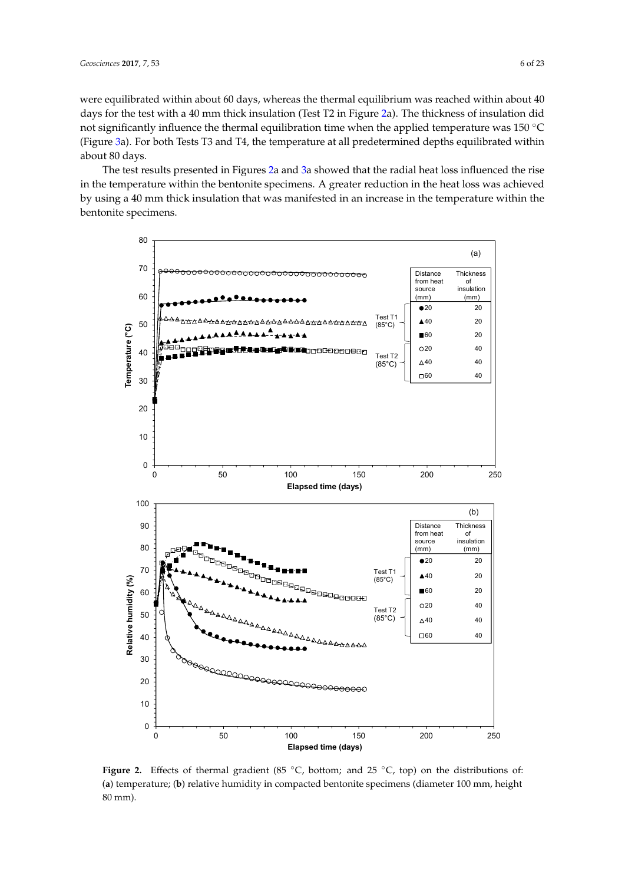were equilibrated within about 60 days, whereas the thermal equilibrium was reached within about 40 days for the test with a 40 mm thick insulation (Test T2 in Figure 2a). The thickness of insulation did not significantly influence the thermal equilibration time when the applied temperature was 150 °C (Figure 3a). For both Tests T3 and T4, the temperature at all predetermined depths equilibrated within about 80 days.

The test results presented in Figures 2a and 3a showed that the radial heat loss influenced the rise in the temperature within the bentonite specimens. A greater reduction in the heat loss was achieved by using a 40 mm thick insulation that was manifested in an increase in the temperature within the bentonite specimens.

**Figure 2.** Effects of thermal gradient (85 °C, bottom; and 25 °C, top) on the distributions of: (**a**) temperature; (**b**) relative humidity in compacted bentonite specimens (diameter 100 mm, height 80 mm).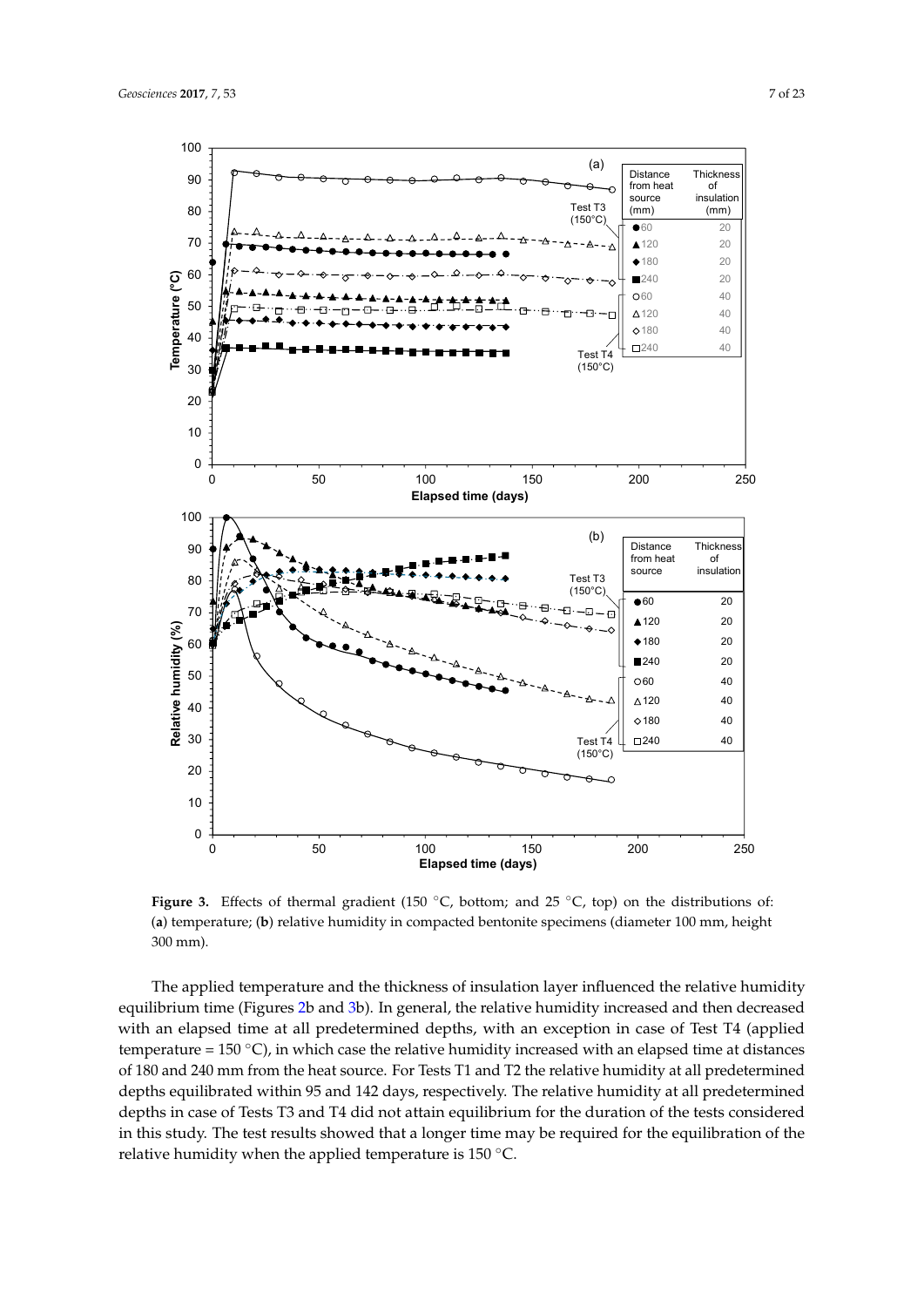**Figure 3.** Effects of thermal gradient (150 °C, bottom; and 25 °C, top) on the distributions of: (**a**) temperature; (**b**) relative humidity in compacted bentonite specimens (diameter 100 mm, height 300 mm).

The applied temperature and the thickness of insulation layer influenced the relative humidity equilibrium time (Figures 2b and 3b). In general, the relative humidity increased and then decreased with an elapsed time at all predetermined depths, with an exception in case of Test T4 (applied temperature = 150 °C), in which case the relative humidity increased with an elapsed time at distances of 180 and 240 mm from the heat source. For Tests T1 and T2 the relative humidity at all predetermined depths equilibrated within 95 and 142 days, respectively. The relative humidity at all predetermined depths in case of Tests T3 and T4 did not attain equilibrium for the duration of the tests considered in this study. The test results showed that a longer time may be required for the equilibration of the relative humidity when the applied temperature is 150 °C.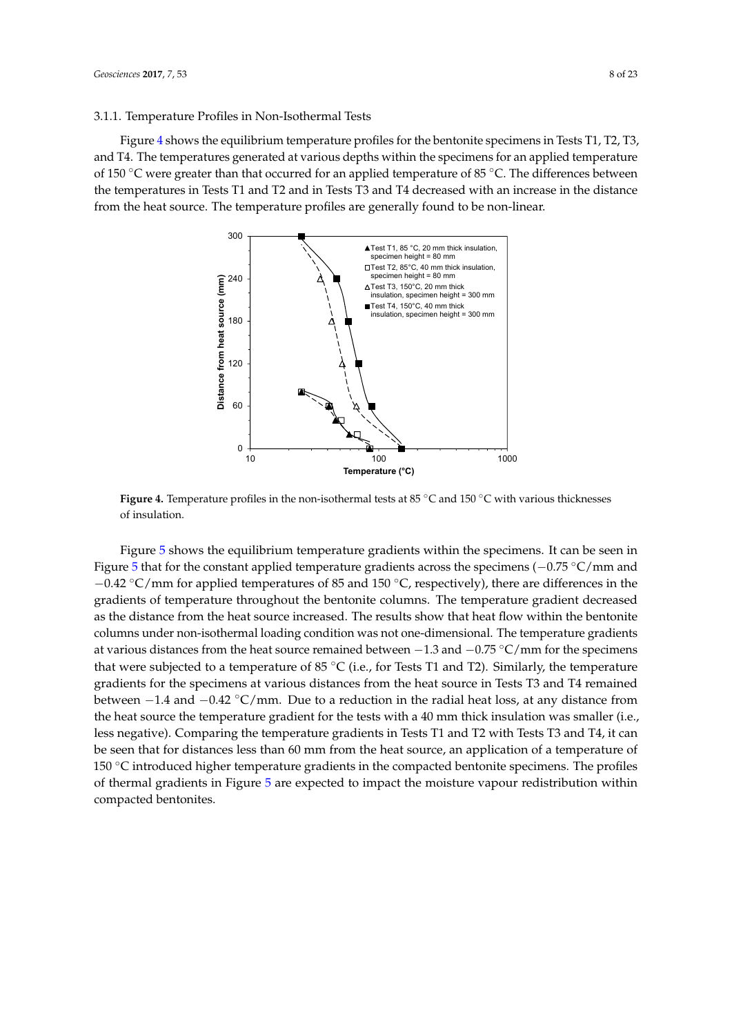### 3.1.1. Temperature Profiles in Non-Isothermal Tests

Figure 4 shows the equilibrium temperature profiles for the bentonite specimens in Tests T1, T2, T3, and T4. The temperatures generated at various depths within the specimens for an applied temperature of 150 °C were greater than that occurred for an applied temperature of 85 °C. The differences between the temperatures in Tests T1 and T2 and in Tests T3 and T4 decreased with an increase in the distance from the heat source. The temperature profiles are generally found to be non-linear.

**Figure 4.** Temperature profiles in the non-isothermal tests at 85 °C and 150 °C with various thicknesses of insulation.

Figure 5 shows the equilibrium temperature gradients within the specimens. It can be seen in Figure 5 that for the constant applied temperature gradients across the specimens (−0.75 °C/mm and −0.42 °C/mm for applied temperatures of 85 and 150 °C, respectively), there are differences in the gradients of temperature throughout the bentonite columns. The temperature gradient decreased as the distance from the heat source increased. The results show that heat flow within the bentonite columns under non-isothermal loading condition was not one-dimensional. The temperature gradients at various distances from the heat source remained between −1.3 and −0.75 °C/mm for the specimens that were subjected to a temperature of 85 °C (i.e., for Tests T1 and T2). Similarly, the temperature gradients for the specimens at various distances from the heat source in Tests T3 and T4 remained between −1.4 and −0.42 °C/mm. Due to a reduction in the radial heat loss, at any distance from the heat source the temperature gradient for the tests with a 40 mm thick insulation was smaller (i.e., less negative). Comparing the temperature gradients in Tests T1 and T2 with Tests T3 and T4, it can be seen that for distances less than 60 mm from the heat source, an application of a temperature of 150 °C introduced higher temperature gradients in the compacted bentonite specimens. The profiles of thermal gradients in Figure 5 are expected to impact the moisture vapour redistribution within compacted bentonites.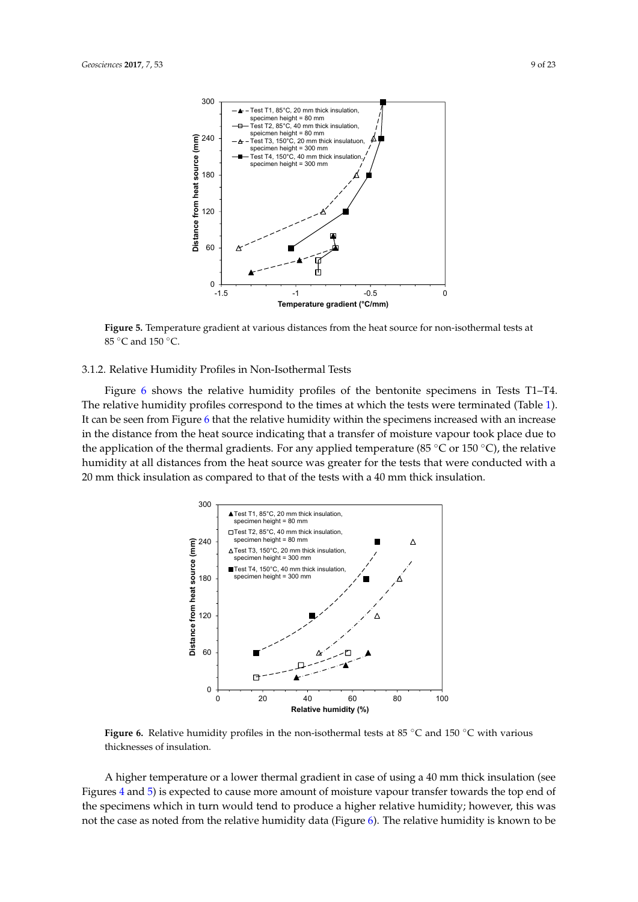**Figure 5.** Temperature gradient at various distances from the heat source for non-isothermal tests at 85 °C and 150 °C.

### 3.1.2. Relative Humidity Profiles in Non-Isothermal Tests

Figure 6 shows the relative humidity profiles of the bentonite specimens in Tests T1–T4. The relative humidity profiles correspond to the times at which the tests were terminated (Table 1). It can be seen from Figure 6 that the relative humidity within the specimens increased with an increase in the distance from the heat source indicating that a transfer of moisture vapour took place due to the application of the thermal gradients. For any applied temperature (85 °C or 150 °C), the relative humidity at all distances from the heat source was greater for the tests that were conducted with a 20 mm thick insulation as compared to that of the tests with a 40 mm thick insulation.

**Figure 6.** Relative humidity profiles in the non-isothermal tests at 85 °C and 150 °C with various thicknesses of insulation.

A higher temperature or a lower thermal gradient in case of using a 40 mm thick insulation (see Figures 4 and 5) is expected to cause more amount of moisture vapour transfer towards the top end of the specimens which in turn would tend to produce a higher relative humidity; however, this was not the case as noted from the relative humidity data (Figure 6). The relative humidity is known to be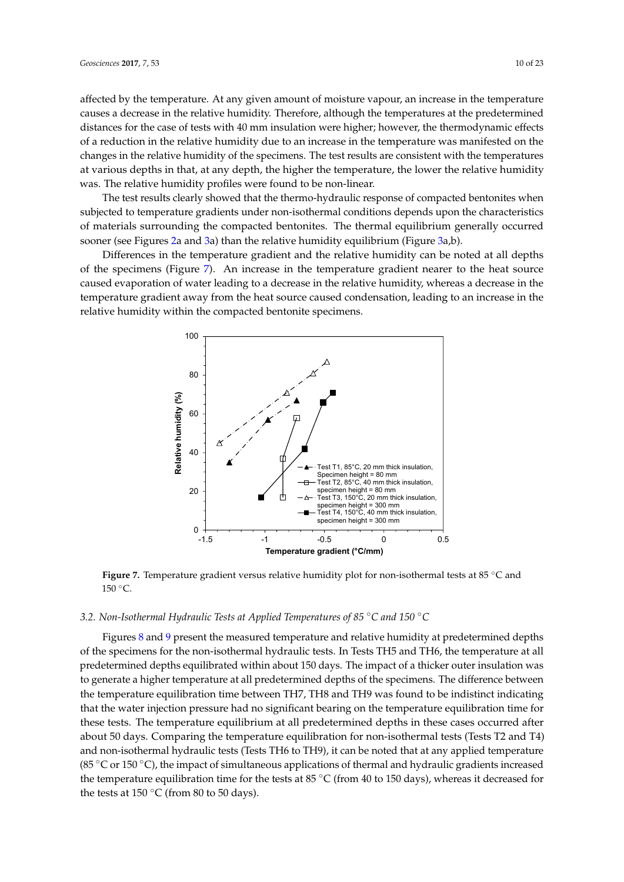affected by the temperature. At any given amount of moisture vapour, an increase in the temperature causes a decrease in the relative humidity. Therefore, although the temperatures at the predetermined distances for the case of tests with 40 mm insulation were higher; however, the thermodynamic effects of a reduction in the relative humidity due to an increase in the temperature was manifested on the changes in the relative humidity of the specimens. The test results are consistent with the temperatures at various depths in that, at any depth, the higher the temperature, the lower the relative humidity was. The relative humidity profiles were found to be non-linear.

The test results clearly showed that the thermo-hydraulic response of compacted bentonites when subjected to temperature gradients under non-isothermal conditions depends upon the characteristics of materials surrounding the compacted bentonites. The thermal equilibrium generally occurred sooner (see Figures 2a and 3a) than the relative humidity equilibrium (Figure 3a,b).

Differences in the temperature gradient and the relative humidity can be noted at all depths of the specimens (Figure 7). An increase in the temperature gradient nearer to the heat source caused evaporation of water leading to a decrease in the relative humidity, whereas a decrease in the temperature gradient away from the heat source caused condensation, leading to an increase in the relative humidity within the compacted bentonite specimens.

**Figure 7.** Temperature gradient versus relative humidity plot for non-isothermal tests at 85 °C and 150 °C.

### 3.2. Non-Isothermal Hydraulic Tests at Applied Temperatures of 85 °C and 150 °C

Figures 8 and 9 present the measured temperature and relative humidity at predetermined depths of the specimens for the non-isothermal hydraulic tests. In Tests TH5 and TH6, the temperature at all predetermined depths equilibrated within about 150 days. The impact of a thicker outer insulation was to generate a higher temperature at all predetermined depths of the specimens. The difference between the temperature equilibration time between TH7, TH8 and TH9 was found to be indistinct indicating that the water injection pressure had no significant bearing on the temperature equilibration time for these tests. The temperature equilibrium at all predetermined depths in these cases occurred after about 50 days. Comparing the temperature equilibration for non-isothermal tests (Tests T2 and T4) and non-isothermal hydraulic tests (Tests TH6 to TH9), it can be noted that at any applied temperature (85 °C or 150 °C), the impact of simultaneous applications of thermal and hydraulic gradients increased the temperature equilibration time for the tests at 85 °C (from 40 to 150 days), whereas it decreased for the tests at 150 °C (from 80 to 50 days).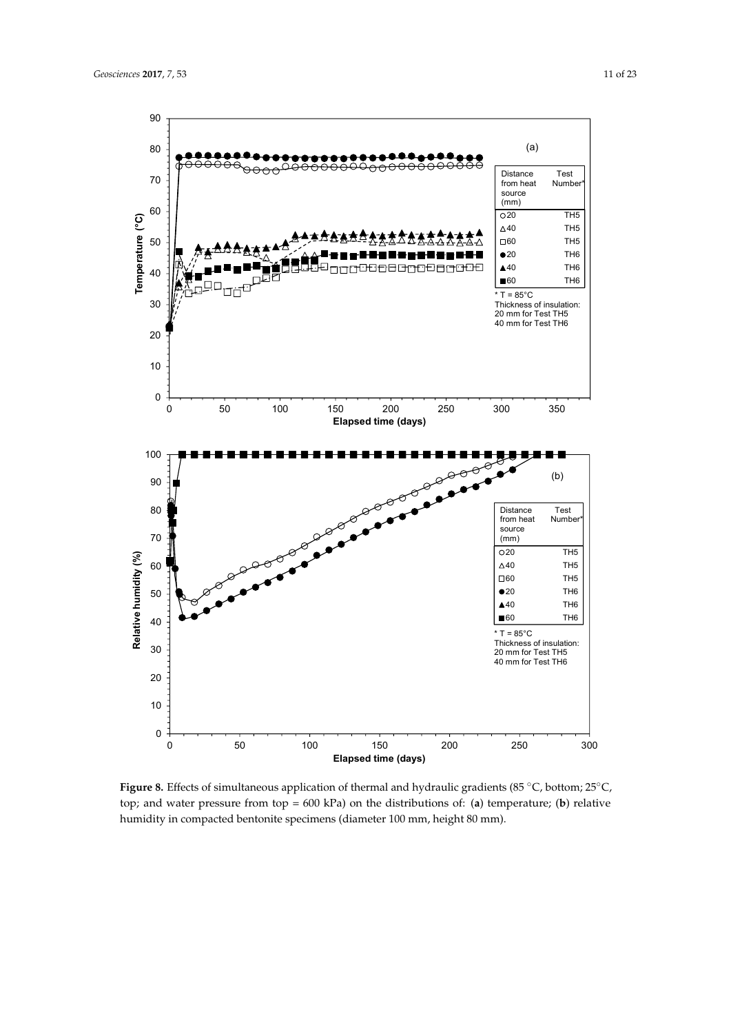**Figure 8.** Effects of simultaneous application of thermal and hydraulic gradients (85 °C, bottom; 25°C, top; and water pressure from top = 600 kPa) on the distributions of: (**a**) temperature; (**b**) relative humidity in compacted bentonite specimens (diameter 100 mm, height 80 mm).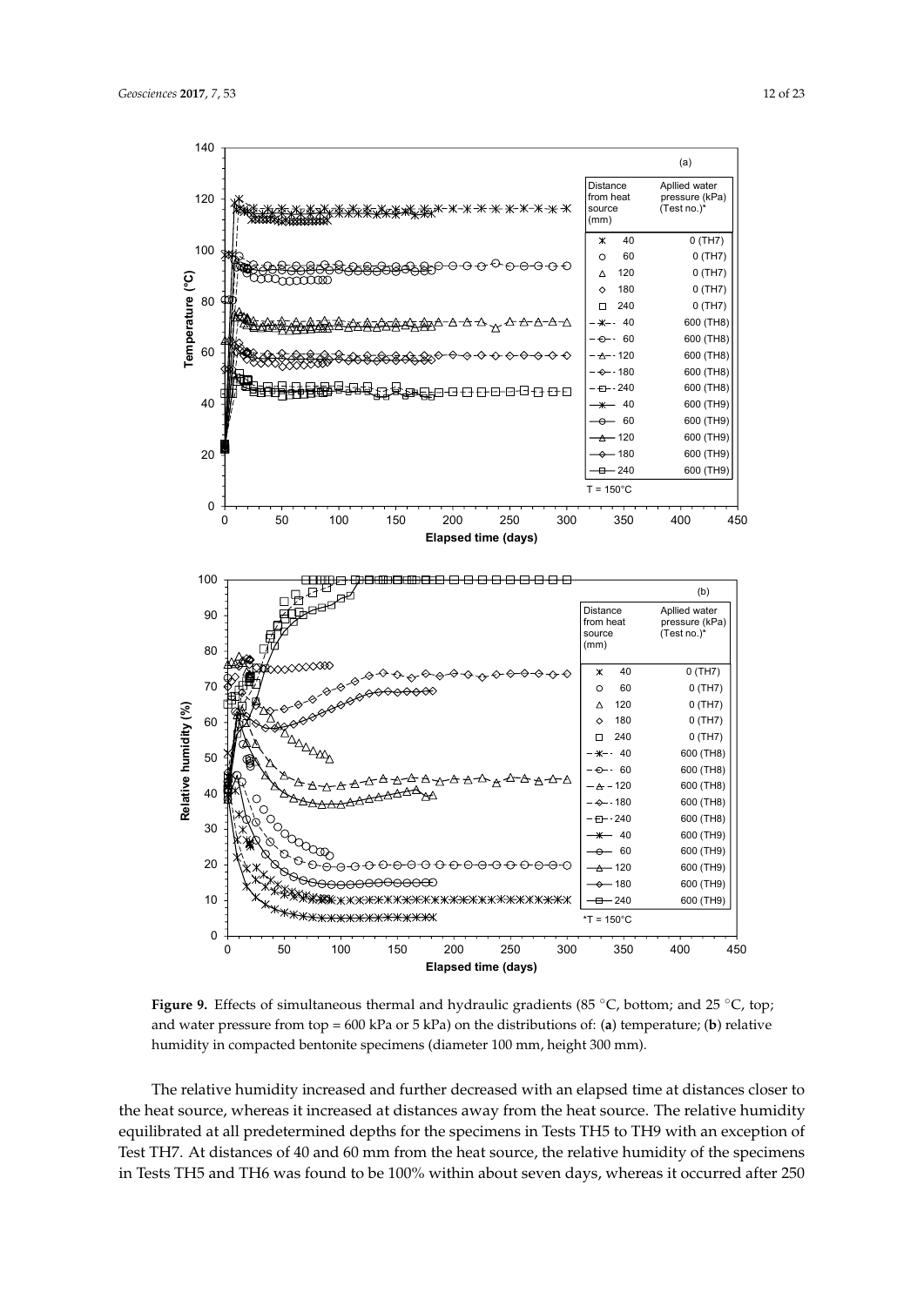**Figure 9.** Effects of simultaneous thermal and hydraulic gradients (85 °C, bottom; and 25 °C, top; and water pressure from top = 600 kPa or 5 kPa) on the distributions of: (**a**) temperature; (**b**) relative humidity in compacted bentonite specimens (diameter 100 mm, height 300 mm).

The relative humidity increased and further decreased with an elapsed time at distances closer to the heat source, whereas it increased at distances away from the heat source. The relative humidity equilibrated at all predetermined depths for the specimens in Tests TH5 to TH9 with an exception of Test TH7. At distances of 40 and 60 mm from the heat source, the relative humidity of the specimens in Tests TH5 and TH6 was found to be 100% within about seven days, whereas it occurred after 250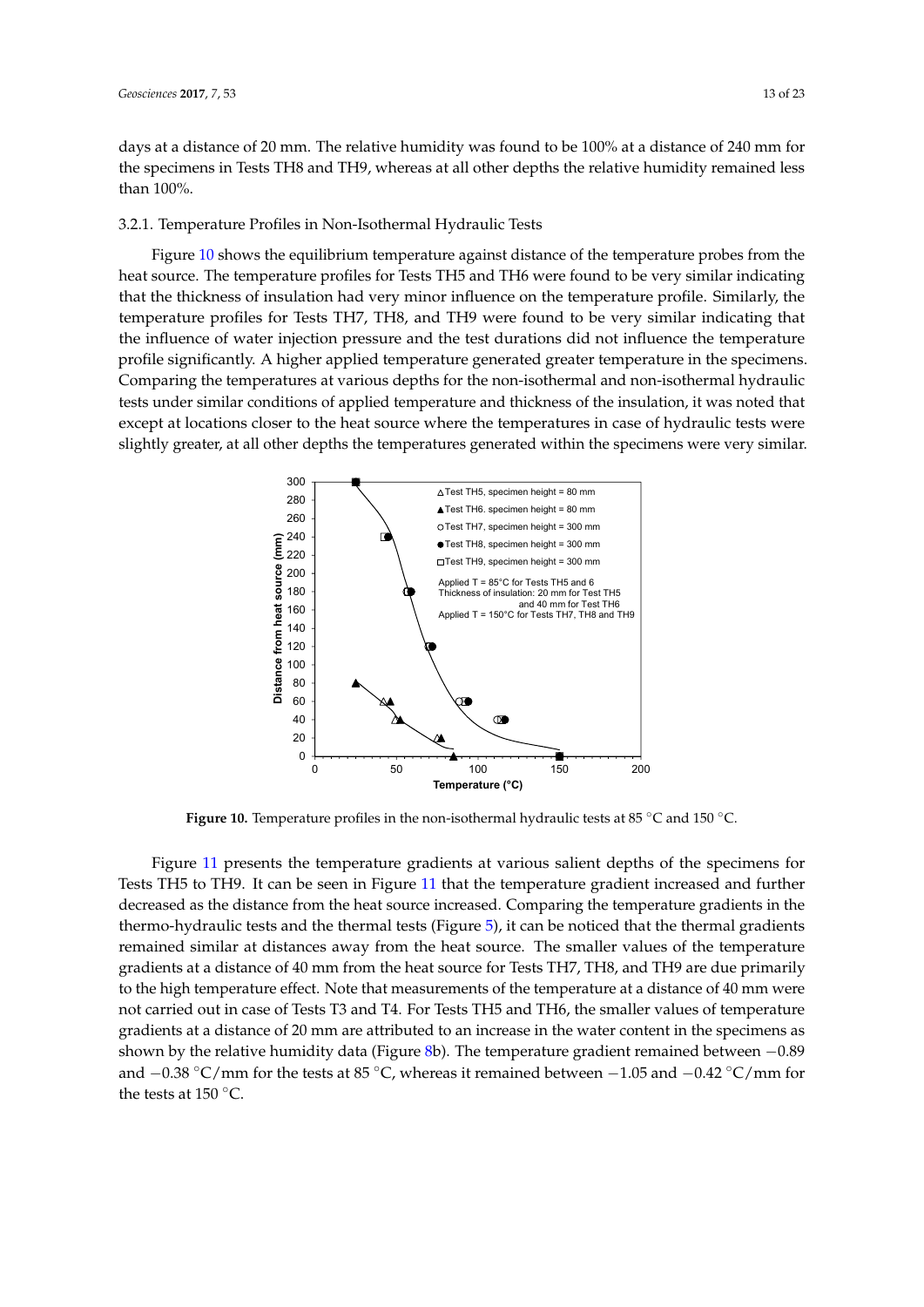days at a distance of 20 mm. The relative humidity was found to be 100% at a distance of 240 mm for the specimens in Tests TH8 and TH9, whereas at all other depths the relative humidity remained less than 100%.

### 3.2.1. Temperature Profiles in Non-Isothermal Hydraulic Tests

Figure 10 shows the equilibrium temperature against distance of the temperature probes from the heat source. The temperature profiles for Tests TH5 and TH6 were found to be very similar indicating that the thickness of insulation had very minor influence on the temperature profile. Similarly, the temperature profiles for Tests TH7, TH8, and TH9 were found to be very similar indicating that the influence of water injection pressure and the test durations did not influence the temperature profile significantly. A higher applied temperature generated greater temperature in the specimens. Comparing the temperatures at various depths for the non-isothermal and non-isothermal hydraulic tests under similar conditions of applied temperature and thickness of the insulation, it was noted that except at locations closer to the heat source where the temperatures in case of hydraulic tests were slightly greater, at all other depths the temperatures generated within the specimens were very similar.

**Figure 10.** Temperature profiles in the non-isothermal hydraulic tests at 85 °C and 150 °C.

Figure 11 presents the temperature gradients at various salient depths of the specimens for Tests TH5 to TH9. It can be seen in Figure 11 that the temperature gradient increased and further decreased as the distance from the heat source increased. Comparing the temperature gradients in the thermo-hydraulic tests and the thermal tests (Figure 5), it can be noticed that the thermal gradients remained similar at distances away from the heat source. The smaller values of the temperature gradients at a distance of 40 mm from the heat source for Tests TH7, TH8, and TH9 are due primarily to the high temperature effect. Note that measurements of the temperature at a distance of 40 mm were not carried out in case of Tests T3 and T4. For Tests TH5 and TH6, the smaller values of temperature gradients at a distance of 20 mm are attributed to an increase in the water content in the specimens as shown by the relative humidity data (Figure 8b). The temperature gradient remained between −0.89 and −0.38 °C/mm for the tests at 85 °C, whereas it remained between −1.05 and −0.42 °C/mm for the tests at 150 °C.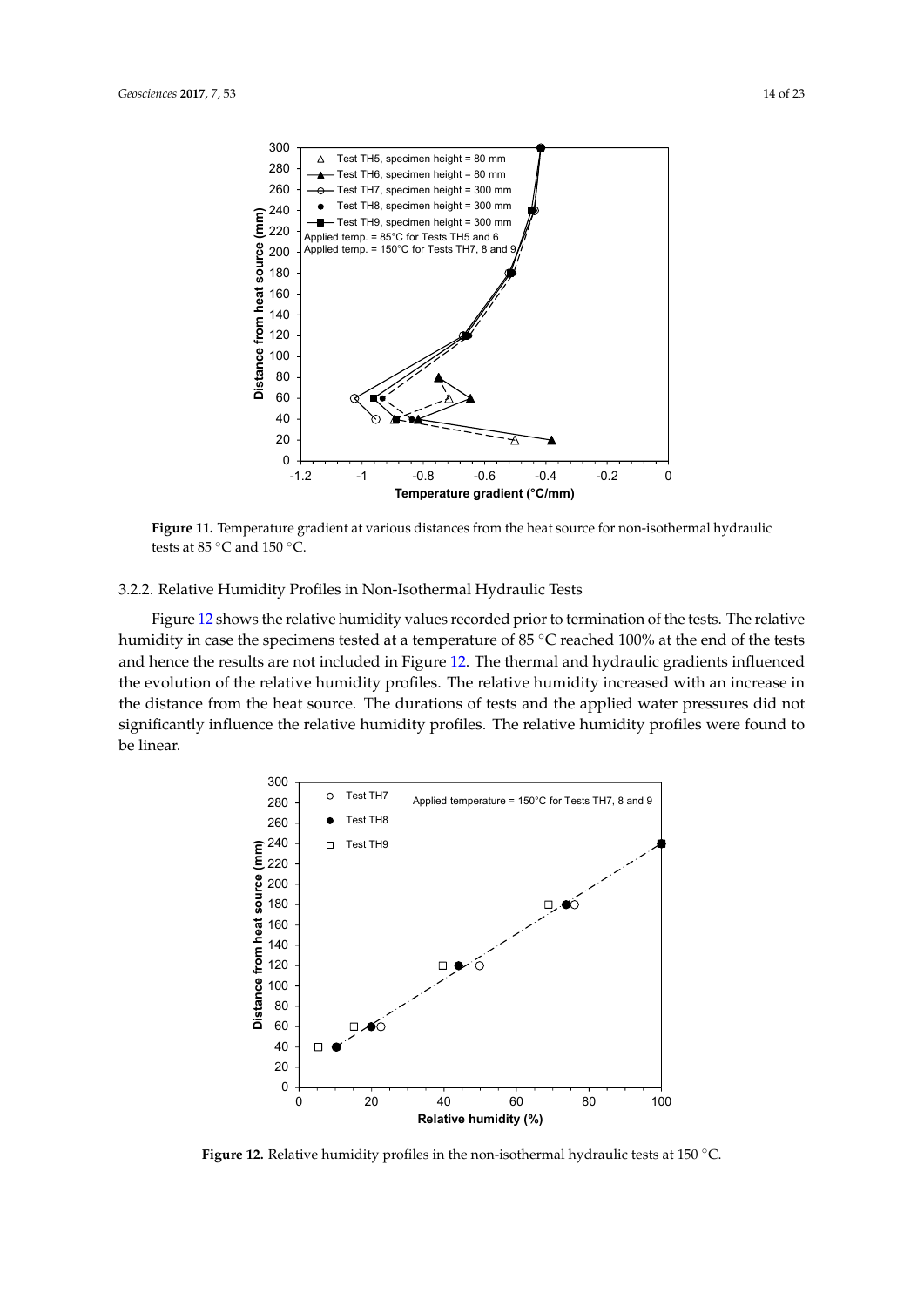**Figure 11.** Temperature gradient at various distances from the heat source for non-isothermal hydraulic tests at 85 °C and 150 °C.

3.2.2. Relative Humidity Profiles in Non-Isothermal Hydraulic Tests

Figure 12 shows the relative humidity values recorded prior to termination of the tests. The relative humidity in case the specimens tested at a temperature of 85 °C reached 100% at the end of the tests and hence the results are not included in Figure 12. The thermal and hydraulic gradients influenced the evolution of the relative humidity profiles. The relative humidity increased with an increase in the distance from the heat source. The durations of tests and the applied water pressures did not significantly influence the relative humidity profiles. The relative humidity profiles were found to be linear.

**Figure 12.** Relative humidity profiles in the non-isothermal hydraulic tests at 150 °C.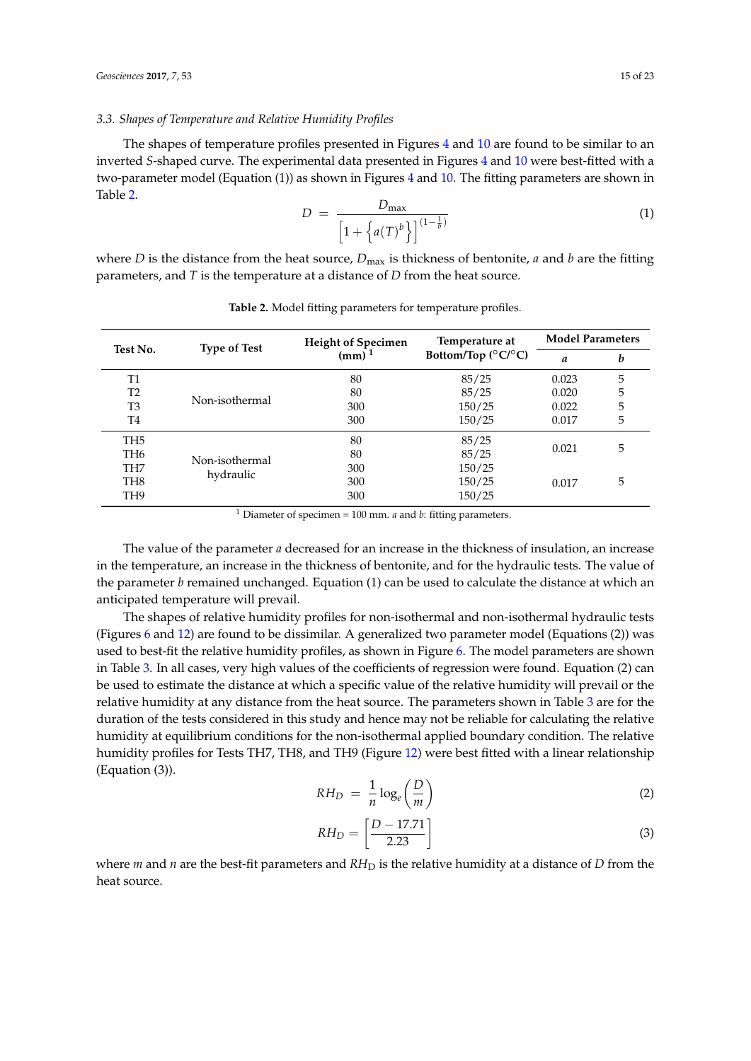### 3.3. Shapes of Temperature and Relative Humidity Profiles

The shapes of temperature profiles presented in Figures 4 and 10 are found to be similar to an inverted *S*-shaped curve. The experimental data presented in Figures 4 and 10 were best-fitted with a two-parameter model (Equation (1)) as shown in Figures 4 and 10. The fitting parameters are shown in Table 2.

$$D = \frac{D_{\max}}{\left[1+\left\{a(T)^{b}\right\}\right]^{\left(1-\frac{1}{b}\right)}} \tag{1}$$

where $D$ is the distance from the heat source, $D_{\max}$ is thickness of bentonite, $a$ and $b$ are the fitting parameters, and $T$ is the temperature at a distance of $D$ from the heat source.

**Table 2.** Model fitting parameters for temperature profiles.

| Test No. | Type of Test | Height of Specimen (mm) [1] | Temperature at Bottom/Top (°C/°C) | Model Parameters | |
|---|---|---|---|---|---|
| | | | | *a* | *b* |
| T1 | Non-isothermal | 80 | 85/25 | 0.023 | 5 |
| T2 | | 80 | 85/25 | 0.020 | 5 |
| T3 | | 300 | 150/25 | 0.022 | 5 |
| T4 | | 300 | 150/25 | 0.017 | 5 |
| TH5 | Non-isothermal hydraulic | 80 | 85/25 | 0.021 | 5 |
| TH6 | | 80 | 85/25 | | |
| TH7 | | 300 | 150/25 | 0.017 | 5 |
| TH8 | | 300 | 150/25 | | |
| TH9 | | 300 | 150/25 | | |

[1] Diameter of specimen = 100 mm. *a* and *b*: fitting parameters.

The value of the parameter $a$ decreased for an increase in the thickness of insulation, an increase in the temperature, an increase in the thickness of bentonite, and for the hydraulic tests. The value of the parameter $b$ remained unchanged. Equation (1) can be used to calculate the distance at which an anticipated temperature will prevail.

The shapes of relative humidity profiles for non-isothermal and non-isothermal hydraulic tests (Figures 6 and 12) are found to be dissimilar. A generalized two parameter model (Equations (2)) was used to best-fit the relative humidity profiles, as shown in Figure 6. The model parameters are shown in Table 3. In all cases, very high values of the coefficients of regression were found. Equation (2) can be used to estimate the distance at which a specific value of the relative humidity will prevail or the relative humidity at any distance from the heat source. The parameters shown in Table 3 are for the duration of the tests considered in this study and hence may not be reliable for calculating the relative humidity at equilibrium conditions for the non-isothermal applied boundary condition. The relative humidity profiles for Tests TH7, TH8, and TH9 (Figure 12) were best fitted with a linear relationship (Equation (3)).

$$RH_D = \frac{1}{n}\log_e\left(\frac{D}{m}\right) \tag{2}$$

$$RH_D = \left[\frac{D-17.71}{2.23}\right] \tag{3}$$

where $m$ and $n$ are the best-fit parameters and $RH_D$ is the relative humidity at a distance of $D$ from the heat source.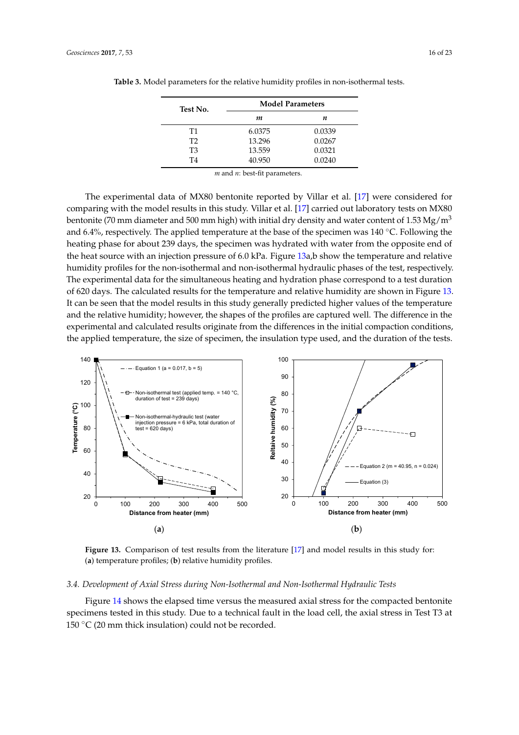**Table 3.** Model parameters for the relative humidity profiles in non-isothermal tests.

| Test No. | Model Parameters | |
|---|---|---|
| | *m* | *n* |
| T1 | 6.0375 | 0.0339 |
| T2 | 13.296 | 0.0267 |
| T3 | 13.559 | 0.0321 |
| T4 | 40.950 | 0.0240 |

*m* and *n*: best-fit parameters.

The experimental data of MX80 bentonite reported by Villar et al. [17] were considered for comparing with the model results in this study. Villar et al. [17] carried out laboratory tests on MX80 bentonite (70 mm diameter and 500 mm high) with initial dry density and water content of 1.53 $Mg/m^3$ and 6.4%, respectively. The applied temperature at the base of the specimen was 140 °C. Following the heating phase for about 239 days, the specimen was hydrated with water from the opposite end of the heat source with an injection pressure of 6.0 kPa. Figure 13a,b show the temperature and relative humidity profiles for the non-isothermal and non-isothermal hydraulic phases of the test, respectively. The experimental data for the simultaneous heating and hydration phase correspond to a test duration of 620 days. The calculated results for the temperature and relative humidity are shown in Figure 13. It can be seen that the model results in this study generally predicted higher values of the temperature and the relative humidity; however, the shapes of the profiles are captured well. The difference in the experimental and calculated results originate from the differences in the initial compaction conditions, the applied temperature, the size of specimen, the insulation type used, and the duration of the tests.

**Figure 13.** Comparison of test results from the literature [17] and model results in this study for: (**a**) temperature profiles; (**b**) relative humidity profiles.

### 3.4. Development of Axial Stress during Non-Isothermal and Non-Isothermal Hydraulic Tests

Figure 14 shows the elapsed time versus the measured axial stress for the compacted bentonite specimens tested in this study. Due to a technical fault in the load cell, the axial stress in Test T3 at 150 °C (20 mm thick insulation) could not be recorded.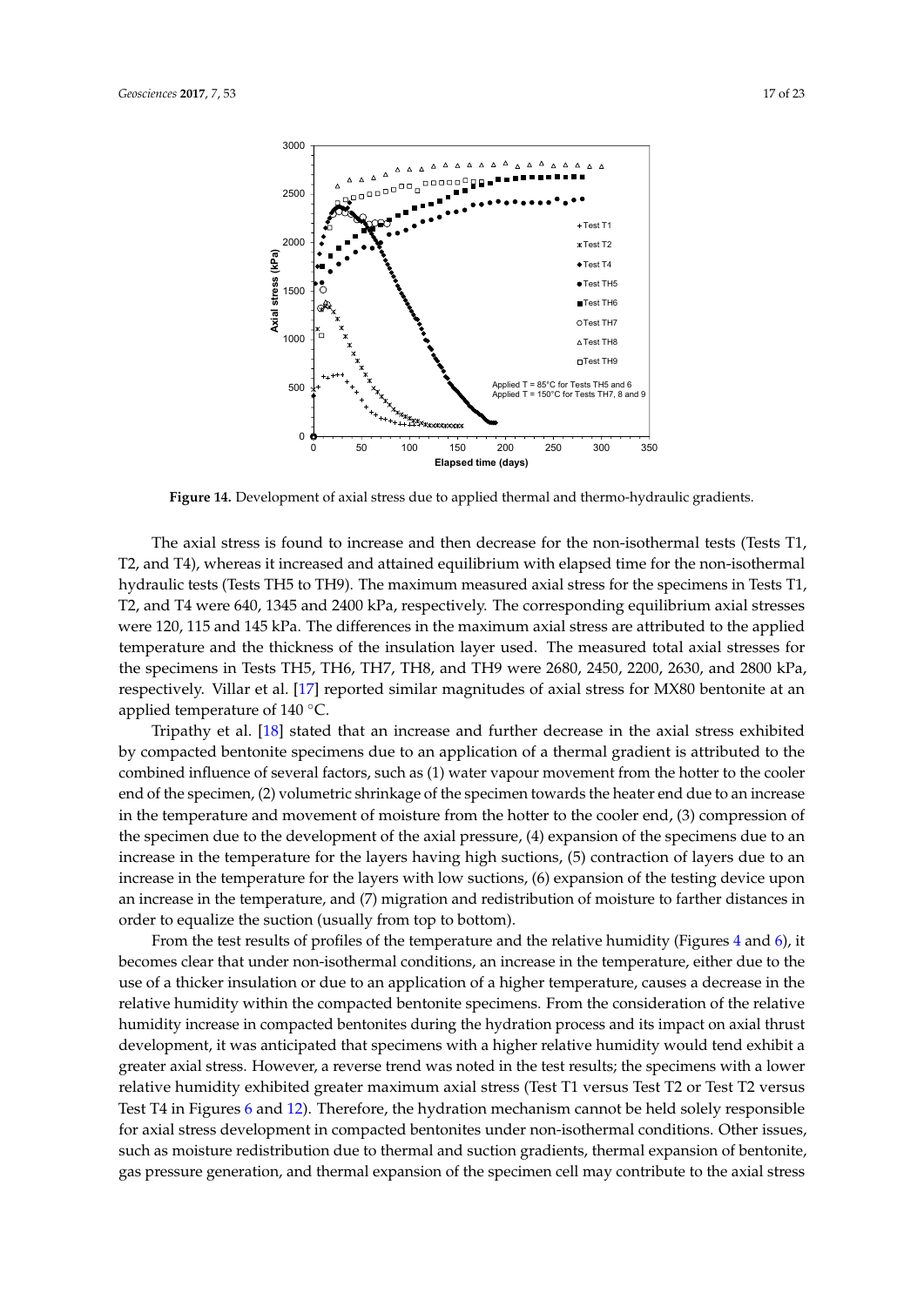**Figure 14.** Development of axial stress due to applied thermal and thermo-hydraulic gradients.

The axial stress is found to increase and then decrease for the non-isothermal tests (Tests T1, T2, and T4), whereas it increased and attained equilibrium with elapsed time for the non-isothermal hydraulic tests (Tests TH5 to TH9). The maximum measured axial stress for the specimens in Tests T1, T2, and T4 were 640, 1345 and 2400 kPa, respectively. The corresponding equilibrium axial stresses were 120, 115 and 145 kPa. The differences in the maximum axial stress are attributed to the applied temperature and the thickness of the insulation layer used. The measured total axial stresses for the specimens in Tests TH5, TH6, TH7, TH8, and TH9 were 2680, 2450, 2200, 2630, and 2800 kPa, respectively. Villar et al. [17] reported similar magnitudes of axial stress for MX80 bentonite at an applied temperature of 140 °C.

Tripathy et al. [18] stated that an increase and further decrease in the axial stress exhibited by compacted bentonite specimens due to an application of a thermal gradient is attributed to the combined influence of several factors, such as (1) water vapour movement from the hotter to the cooler end of the specimen, (2) volumetric shrinkage of the specimen towards the heater end due to an increase in the temperature and movement of moisture from the hotter to the cooler end, (3) compression of the specimen due to the development of the axial pressure, (4) expansion of the specimens due to an increase in the temperature for the layers having high suctions, (5) contraction of layers due to an increase in the temperature for the layers with low suctions, (6) expansion of the testing device upon an increase in the temperature, and (7) migration and redistribution of moisture to farther distances in order to equalize the suction (usually from top to bottom).

From the test results of profiles of the temperature and the relative humidity (Figures 4 and 6), it becomes clear that under non-isothermal conditions, an increase in the temperature, either due to the use of a thicker insulation or due to an application of a higher temperature, causes a decrease in the relative humidity within the compacted bentonite specimens. From the consideration of the relative humidity increase in compacted bentonites during the hydration process and its impact on axial thrust development, it was anticipated that specimens with a higher relative humidity would tend exhibit a greater axial stress. However, a reverse trend was noted in the test results; the specimens with a lower relative humidity exhibited greater maximum axial stress (Test T1 versus Test T2 or Test T2 versus Test T4 in Figures 6 and 12). Therefore, the hydration mechanism cannot be held solely responsible for axial stress development in compacted bentonites under non-isothermal conditions. Other issues, such as moisture redistribution due to thermal and suction gradients, thermal expansion of bentonite, gas pressure generation, and thermal expansion of the specimen cell may contribute to the axial stress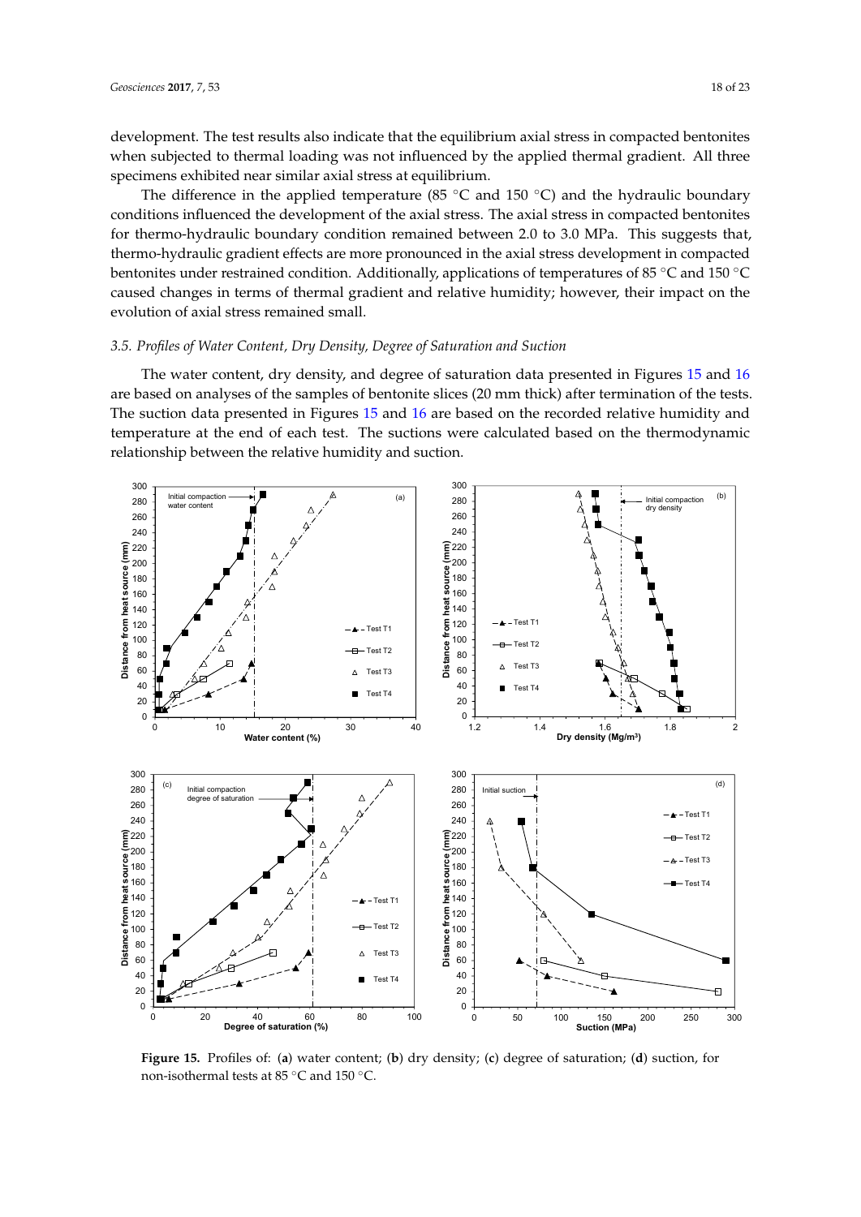development. The test results also indicate that the equilibrium axial stress in compacted bentonites when subjected to thermal loading was not influenced by the applied thermal gradient. All three specimens exhibited near similar axial stress at equilibrium.

The difference in the applied temperature (85 °C and 150 °C) and the hydraulic boundary conditions influenced the development of the axial stress. The axial stress in compacted bentonites for thermo-hydraulic boundary condition remained between 2.0 to 3.0 MPa. This suggests that, thermo-hydraulic gradient effects are more pronounced in the axial stress development in compacted bentonites under restrained condition. Additionally, applications of temperatures of 85 °C and 150 °C caused changes in terms of thermal gradient and relative humidity; however, their impact on the evolution of axial stress remained small.

### *3.5. Profiles of Water Content, Dry Density, Degree of Saturation and Suction*

The water content, dry density, and degree of saturation data presented in Figures 15 and 16 are based on analyses of the samples of bentonite slices (20 mm thick) after termination of the tests. The suction data presented in Figures 15 and 16 are based on the recorded relative humidity and temperature at the end of each test. The suctions were calculated based on the thermodynamic relationship between the relative humidity and suction.

**Figure 15.** Profiles of: (**a**) water content; (**b**) dry density; (**c**) degree of saturation; (**d**) suction, for non-isothermal tests at 85 °C and 150 °C.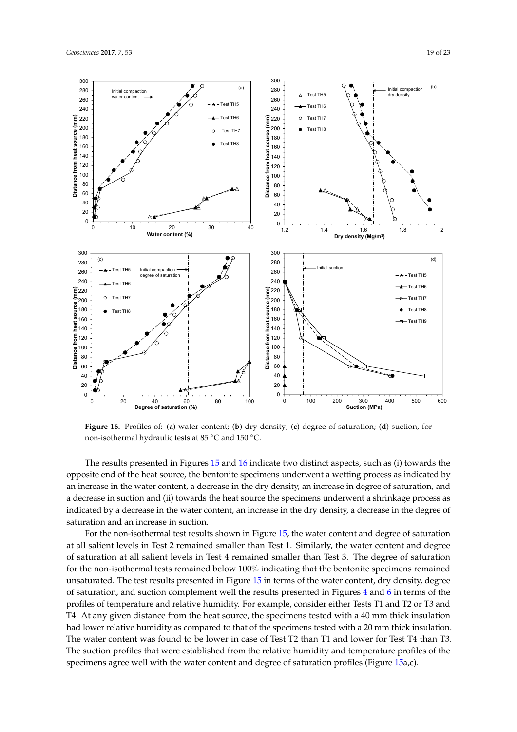**Figure 16.** Profiles of: (**a**) water content; (**b**) dry density; (**c**) degree of saturation; (**d**) suction, for non-isothermal hydraulic tests at 85 °C and 150 °C.

The results presented in Figures 15 and 16 indicate two distinct aspects, such as (i) towards the opposite end of the heat source, the bentonite specimens underwent a wetting process as indicated by an increase in the water content, a decrease in the dry density, an increase in degree of saturation, and a decrease in suction and (ii) towards the heat source the specimens underwent a shrinkage process as indicated by a decrease in the water content, an increase in the dry density, a decrease in the degree of saturation and an increase in suction.

For the non-isothermal test results shown in Figure 15, the water content and degree of saturation at all salient levels in Test 2 remained smaller than Test 1. Similarly, the water content and degree of saturation at all salient levels in Test 4 remained smaller than Test 3. The degree of saturation for the non-isothermal tests remained below 100% indicating that the bentonite specimens remained unsaturated. The test results presented in Figure 15 in terms of the water content, dry density, degree of saturation, and suction complement well the results presented in Figures 4 and 6 in terms of the profiles of temperature and relative humidity. For example, consider either Tests T1 and T2 or T3 and T4. At any given distance from the heat source, the specimens tested with a 40 mm thick insulation had lower relative humidity as compared to that of the specimens tested with a 20 mm thick insulation. The water content was found to be lower in case of Test T2 than T1 and lower for Test T4 than T3. The suction profiles that were established from the relative humidity and temperature profiles of the specimens agree well with the water content and degree of saturation profiles (Figure 15a,c).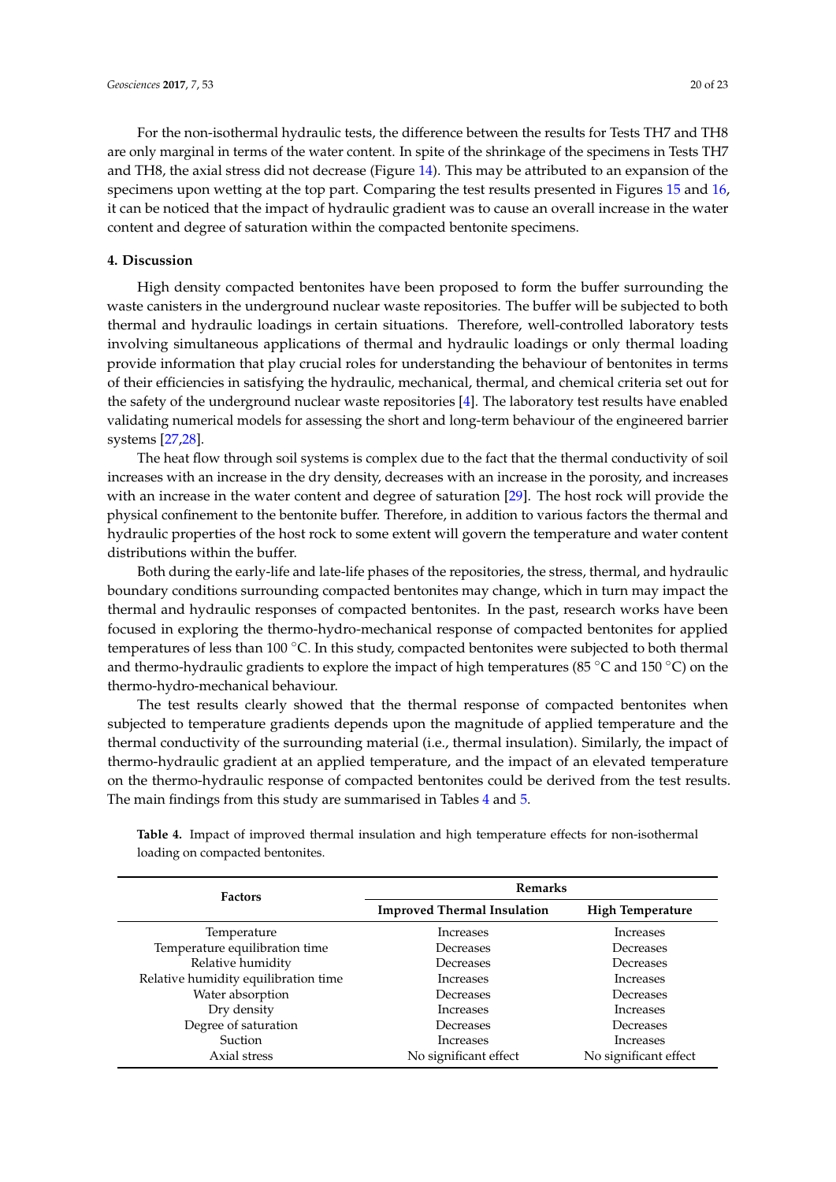For the non-isothermal hydraulic tests, the difference between the results for Tests TH7 and TH8 are only marginal in terms of the water content. In spite of the shrinkage of the specimens in Tests TH7 and TH8, the axial stress did not decrease (Figure 14). This may be attributed to an expansion of the specimens upon wetting at the top part. Comparing the test results presented in Figures 15 and 16, it can be noticed that the impact of hydraulic gradient was to cause an overall increase in the water content and degree of saturation within the compacted bentonite specimens.

## 4. Discussion

High density compacted bentonites have been proposed to form the buffer surrounding the waste canisters in the underground nuclear waste repositories. The buffer will be subjected to both thermal and hydraulic loadings in certain situations. Therefore, well-controlled laboratory tests involving simultaneous applications of thermal and hydraulic loadings or only thermal loading provide information that play crucial roles for understanding the behaviour of bentonites in terms of their efficiencies in satisfying the hydraulic, mechanical, thermal, and chemical criteria set out for the safety of the underground nuclear waste repositories [4]. The laboratory test results have enabled validating numerical models for assessing the short and long-term behaviour of the engineered barrier systems [27,28].

The heat flow through soil systems is complex due to the fact that the thermal conductivity of soil increases with an increase in the dry density, decreases with an increase in the porosity, and increases with an increase in the water content and degree of saturation [29]. The host rock will provide the physical confinement to the bentonite buffer. Therefore, in addition to various factors the thermal and hydraulic properties of the host rock to some extent will govern the temperature and water content distributions within the buffer.

Both during the early-life and late-life phases of the repositories, the stress, thermal, and hydraulic boundary conditions surrounding compacted bentonites may change, which in turn may impact the thermal and hydraulic responses of compacted bentonites. In the past, research works have been focused in exploring the thermo-hydro-mechanical response of compacted bentonites for applied temperatures of less than 100 °C. In this study, compacted bentonites were subjected to both thermal and thermo-hydraulic gradients to explore the impact of high temperatures (85 °C and 150 °C) on the thermo-hydro-mechanical behaviour.

The test results clearly showed that the thermal response of compacted bentonites when subjected to temperature gradients depends upon the magnitude of applied temperature and the thermal conductivity of the surrounding material (i.e., thermal insulation). Similarly, the impact of thermo-hydraulic gradient at an applied temperature, and the impact of an elevated temperature on the thermo-hydraulic response of compacted bentonites could be derived from the test results. The main findings from this study are summarised in Tables 4 and 5.

**Table 4.** Impact of improved thermal insulation and high temperature effects for non-isothermal loading on compacted bentonites.

| Factors | Remarks | |
|---|---|---|
| | **Improved Thermal Insulation** | **High Temperature** |
| Temperature | Increases | Increases |
| Temperature equilibration time | Decreases | Decreases |
| Relative humidity | Decreases | Decreases |
| Relative humidity equilibration time | Increases | Increases |
| Water absorption | Decreases | Decreases |
| Dry density | Increases | Increases |
| Degree of saturation | Decreases | Decreases |
| Suction | Increases | Increases |
| Axial stress | No significant effect | No significant effect |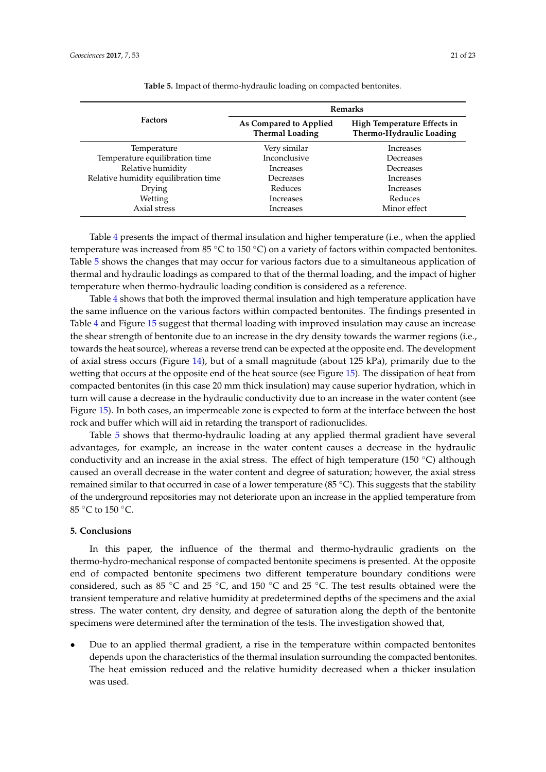**Table 5.** Impact of thermo-hydraulic loading on compacted bentonites.

| Factors | Remarks | |
|---|---|---|
| | **As Compared to Applied Thermal Loading** | **High Temperature Effects in Thermo-Hydraulic Loading** |
| Temperature | Very similar | Increases |
| Temperature equilibration time | Inconclusive | Decreases |
| Relative humidity | Increases | Decreases |
| Relative humidity equilibration time | Decreases | Increases |
| Drying | Reduces | Increases |
| Wetting | Increases | Reduces |
| Axial stress | Increases | Minor effect |

Table 4 presents the impact of thermal insulation and higher temperature (i.e., when the applied temperature was increased from 85 °C to 150 °C) on a variety of factors within compacted bentonites. Table 5 shows the changes that may occur for various factors due to a simultaneous application of thermal and hydraulic loadings as compared to that of the thermal loading, and the impact of higher temperature when thermo-hydraulic loading condition is considered as a reference.

Table 4 shows that both the improved thermal insulation and high temperature application have the same influence on the various factors within compacted bentonites. The findings presented in Table 4 and Figure 15 suggest that thermal loading with improved insulation may cause an increase the shear strength of bentonite due to an increase in the dry density towards the warmer regions (i.e., towards the heat source), whereas a reverse trend can be expected at the opposite end. The development of axial stress occurs (Figure 14), but of a small magnitude (about 125 kPa), primarily due to the wetting that occurs at the opposite end of the heat source (see Figure 15). The dissipation of heat from compacted bentonites (in this case 20 mm thick insulation) may cause superior hydration, which in turn will cause a decrease in the hydraulic conductivity due to an increase in the water content (see Figure 15). In both cases, an impermeable zone is expected to form at the interface between the host rock and buffer which will aid in retarding the transport of radionuclides.

Table 5 shows that thermo-hydraulic loading at any applied thermal gradient have several advantages, for example, an increase in the water content causes a decrease in the hydraulic conductivity and an increase in the axial stress. The effect of high temperature (150 °C) although caused an overall decrease in the water content and degree of saturation; however, the axial stress remained similar to that occurred in case of a lower temperature (85 °C). This suggests that the stability of the underground repositories may not deteriorate upon an increase in the applied temperature from 85 °C to 150 °C.

## 5. Conclusions

In this paper, the influence of the thermal and thermo-hydraulic gradients on the thermo-hydro-mechanical response of compacted bentonite specimens is presented. At the opposite end of compacted bentonite specimens two different temperature boundary conditions were considered, such as 85 °C and 25 °C, and 150 °C and 25 °C. The test results obtained were the transient temperature and relative humidity at predetermined depths of the specimens and the axial stress. The water content, dry density, and degree of saturation along the depth of the bentonite specimens were determined after the termination of the tests. The investigation showed that,

- Due to an applied thermal gradient, a rise in the temperature within compacted bentonites depends upon the characteristics of the thermal insulation surrounding the compacted bentonites. The heat emission reduced and the relative humidity decreased when a thicker insulation was used.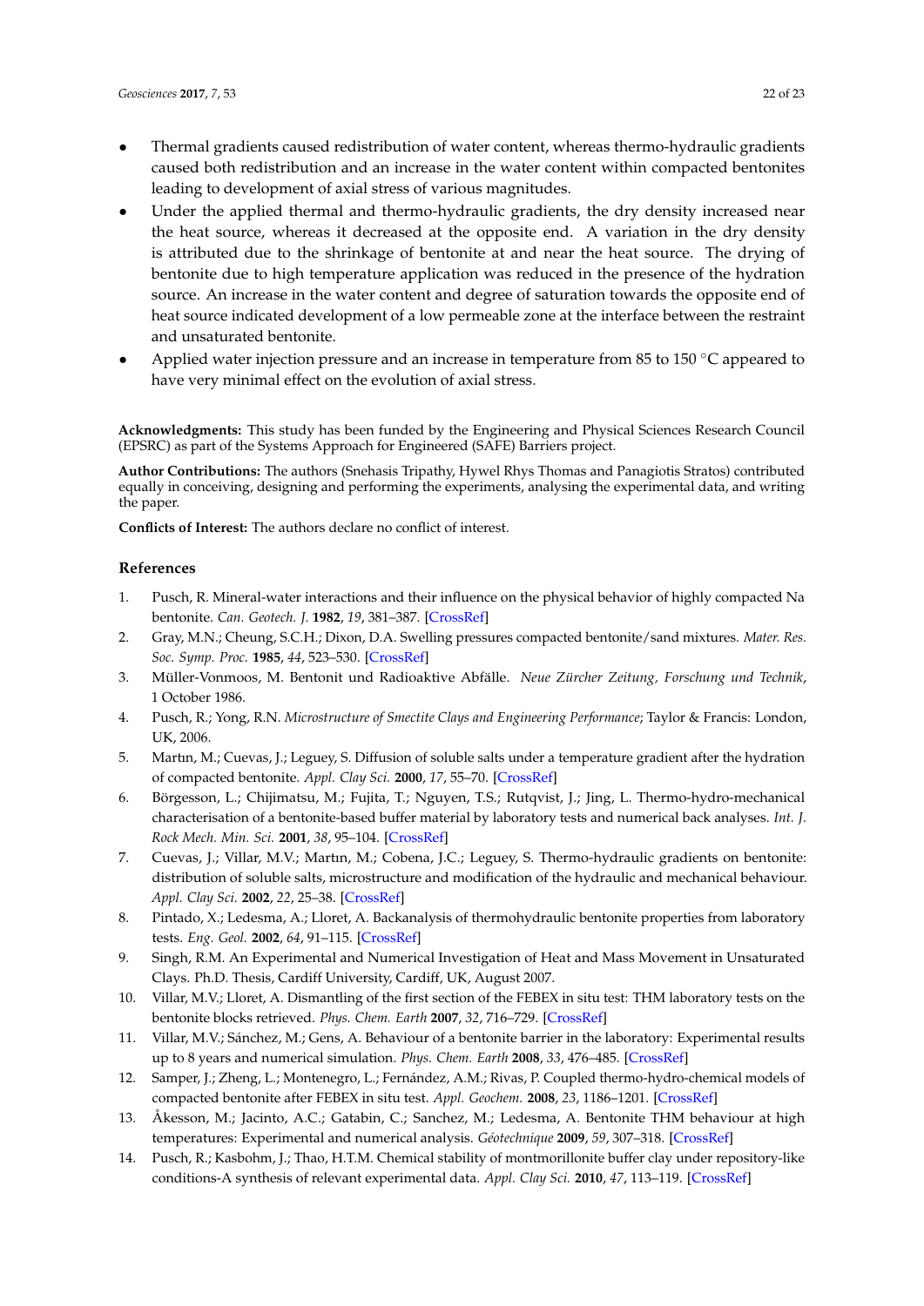- Thermal gradients caused redistribution of water content, whereas thermo-hydraulic gradients caused both redistribution and an increase in the water content within compacted bentonites leading to development of axial stress of various magnitudes.
- Under the applied thermal and thermo-hydraulic gradients, the dry density increased near the heat source, whereas it decreased at the opposite end. A variation in the dry density is attributed due to the shrinkage of bentonite at and near the heat source. The drying of bentonite due to high temperature application was reduced in the presence of the hydration source. An increase in the water content and degree of saturation towards the opposite end of heat source indicated development of a low permeable zone at the interface between the restraint and unsaturated bentonite.
- Applied water injection pressure and an increase in temperature from 85 to 150 °C appeared to have very minimal effect on the evolution of axial stress.

**Acknowledgments:** This study has been funded by the Engineering and Physical Sciences Research Council (EPSRC) as part of the Systems Approach for Engineered (SAFE) Barriers project.

**Author Contributions:** The authors (Snehasis Tripathy, Hywel Rhys Thomas and Panagiotis Stratos) contributed equally in conceiving, designing and performing the experiments, analysing the experimental data, and writing the paper.

**Conflicts of Interest:** The authors declare no conflict of interest.

## References

1. Pusch, R. Mineral-water interactions and their influence on the physical behavior of highly compacted Na bentonite. *Can. Geotech. J.* **1982**, *19*, 381–387. [CrossRef]
2. Gray, M.N.; Cheung, S.C.H.; Dixon, D.A. Swelling pressures compacted bentonite/sand mixtures. *Mater. Res. Soc. Symp. Proc.* **1985**, *44*, 523–530. [CrossRef]
3. Müller-Vonmoos, M. Bentonit und Radioaktive Abfälle. *Neue Zürcher Zeitung, Forschung und Technik*, 1 October 1986.
4. Pusch, R.; Yong, R.N. *Microstructure of Smectite Clays and Engineering Performance*; Taylor & Francis: London, UK, 2006.
5. Martın, M.; Cuevas, J.; Leguey, S. Diffusion of soluble salts under a temperature gradient after the hydration of compacted bentonite. *Appl. Clay Sci.* **2000**, *17*, 55–70. [CrossRef]
6. Börgesson, L.; Chijimatsu, M.; Fujita, T.; Nguyen, T.S.; Rutqvist, J.; Jing, L. Thermo-hydro-mechanical characterisation of a bentonite-based buffer material by laboratory tests and numerical back analyses. *Int. J. Rock Mech. Min. Sci.* **2001**, *38*, 95–104. [CrossRef]
7. Cuevas, J.; Villar, M.V.; Martın, M.; Cobena, J.C.; Leguey, S. Thermo-hydraulic gradients on bentonite: distribution of soluble salts, microstructure and modification of the hydraulic and mechanical behaviour. *Appl. Clay Sci.* **2002**, *22*, 25–38. [CrossRef]
8. Pintado, X.; Ledesma, A.; Lloret, A. Backanalysis of thermohydraulic bentonite properties from laboratory tests. *Eng. Geol.* **2002**, *64*, 91–115. [CrossRef]
9. Singh, R.M. An Experimental and Numerical Investigation of Heat and Mass Movement in Unsaturated Clays. Ph.D. Thesis, Cardiff University, Cardiff, UK, August 2007.
10. Villar, M.V.; Lloret, A. Dismantling of the first section of the FEBEX in situ test: THM laboratory tests on the bentonite blocks retrieved. *Phys. Chem. Earth* **2007**, *32*, 716–729. [CrossRef]
11. Villar, M.V.; Sánchez, M.; Gens, A. Behaviour of a bentonite barrier in the laboratory: Experimental results up to 8 years and numerical simulation. *Phys. Chem. Earth* **2008**, *33*, 476–485. [CrossRef]
12. Samper, J.; Zheng, L.; Montenegro, L.; Fernández, A.M.; Rivas, P. Coupled thermo-hydro-chemical models of compacted bentonite after FEBEX in situ test. *Appl. Geochem.* **2008**, *23*, 1186–1201. [CrossRef]
13. Åkesson, M.; Jacinto, A.C.; Gatabin, C.; Sanchez, M.; Ledesma, A. Bentonite THM behaviour at high temperatures: Experimental and numerical analysis. *Géotechnique* **2009**, *59*, 307–318. [CrossRef]
14. Pusch, R.; Kasbohm, J.; Thao, H.T.M. Chemical stability of montmorillonite buffer clay under repository-like conditions-A synthesis of relevant experimental data. *Appl. Clay Sci.* **2010**, *47*, 113–119. [CrossRef]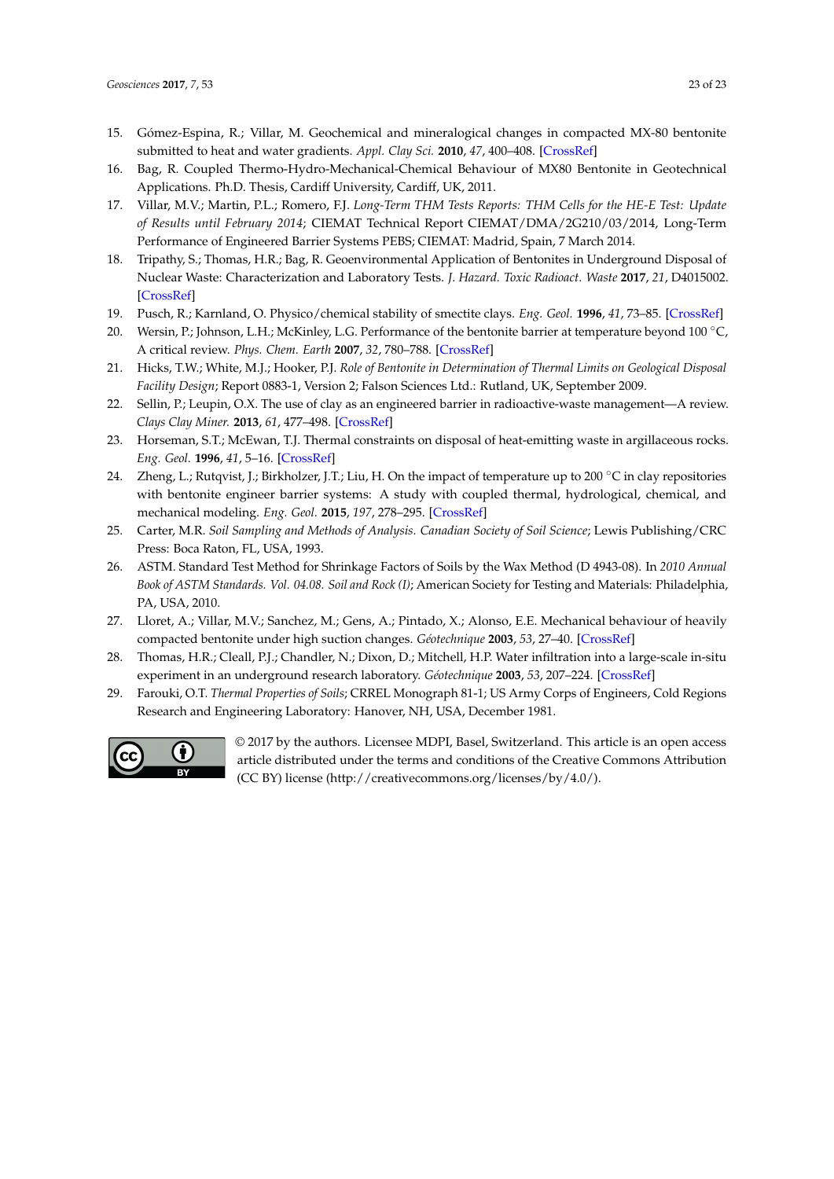15. Gómez-Espina, R.; Villar, M. Geochemical and mineralogical changes in compacted MX-80 bentonite submitted to heat and water gradients. *Appl. Clay Sci.* **2010**, *47*, 400–408. [CrossRef]
16. Bag, R. Coupled Thermo-Hydro-Mechanical-Chemical Behaviour of MX80 Bentonite in Geotechnical Applications. Ph.D. Thesis, Cardiff University, Cardiff, UK, 2011.
17. Villar, M.V.; Martin, P.L.; Romero, F.J. *Long-Term THM Tests Reports: THM Cells for the HE-E Test: Update of Results until February 2014*; CIEMAT Technical Report CIEMAT/DMA/2G210/03/2014, Long-Term Performance of Engineered Barrier Systems PEBS; CIEMAT: Madrid, Spain, 7 March 2014.
18. Tripathy, S.; Thomas, H.R.; Bag, R. Geoenvironmental Application of Bentonites in Underground Disposal of Nuclear Waste: Characterization and Laboratory Tests. *J. Hazard. Toxic Radioact. Waste* **2017**, *21*, D4015002. [CrossRef]
19. Pusch, R.; Karnland, O. Physico/chemical stability of smectite clays. *Eng. Geol.* **1996**, *41*, 73–85. [CrossRef]
20. Wersin, P.; Johnson, L.H.; McKinley, L.G. Performance of the bentonite barrier at temperature beyond 100 °C, A critical review. *Phys. Chem. Earth* **2007**, *32*, 780–788. [CrossRef]
21. Hicks, T.W.; White, M.J.; Hooker, P.J. *Role of Bentonite in Determination of Thermal Limits on Geological Disposal Facility Design*; Report 0883-1, Version 2; Falson Sciences Ltd.: Rutland, UK, September 2009.
22. Sellin, P.; Leupin, O.X. The use of clay as an engineered barrier in radioactive-waste management—A review. *Clays Clay Miner.* **2013**, *61*, 477–498. [CrossRef]
23. Horseman, S.T.; McEwan, T.J. Thermal constraints on disposal of heat-emitting waste in argillaceous rocks. *Eng. Geol.* **1996**, *41*, 5–16. [CrossRef]
24. Zheng, L.; Rutqvist, J.; Birkholzer, J.T.; Liu, H. On the impact of temperature up to 200 °C in clay repositories with bentonite engineer barrier systems: A study with coupled thermal, hydrological, chemical, and mechanical modeling. *Eng. Geol.* **2015**, *197*, 278–295. [CrossRef]
25. Carter, M.R. *Soil Sampling and Methods of Analysis. Canadian Society of Soil Science*; Lewis Publishing/CRC Press: Boca Raton, FL, USA, 1993.
26. ASTM. Standard Test Method for Shrinkage Factors of Soils by the Wax Method (D 4943-08). In *2010 Annual Book of ASTM Standards. Vol. 04.08. Soil and Rock (I)*; American Society for Testing and Materials: Philadelphia, PA, USA, 2010.
27. Lloret, A.; Villar, M.V.; Sanchez, M.; Gens, A.; Pintado, X.; Alonso, E.E. Mechanical behaviour of heavily compacted bentonite under high suction changes. *Géotechnique* **2003**, *53*, 27–40. [CrossRef]
28. Thomas, H.R.; Cleall, P.J.; Chandler, N.; Dixon, D.; Mitchell, H.P. Water infiltration into a large-scale in-situ experiment in an underground research laboratory. *Géotechnique* **2003**, *53*, 207–224. [CrossRef]
29. Farouki, O.T. *Thermal Properties of Soils*; CRREL Monograph 81-1; US Army Corps of Engineers, Cold Regions Research and Engineering Laboratory: Hanover, NH, USA, December 1981.

© 2017 by the authors. Licensee MDPI, Basel, Switzerland. This article is an open access article distributed under the terms and conditions of the Creative Commons Attribution (CC BY) license (http://creativecommons.org/licenses/by/4.0/).